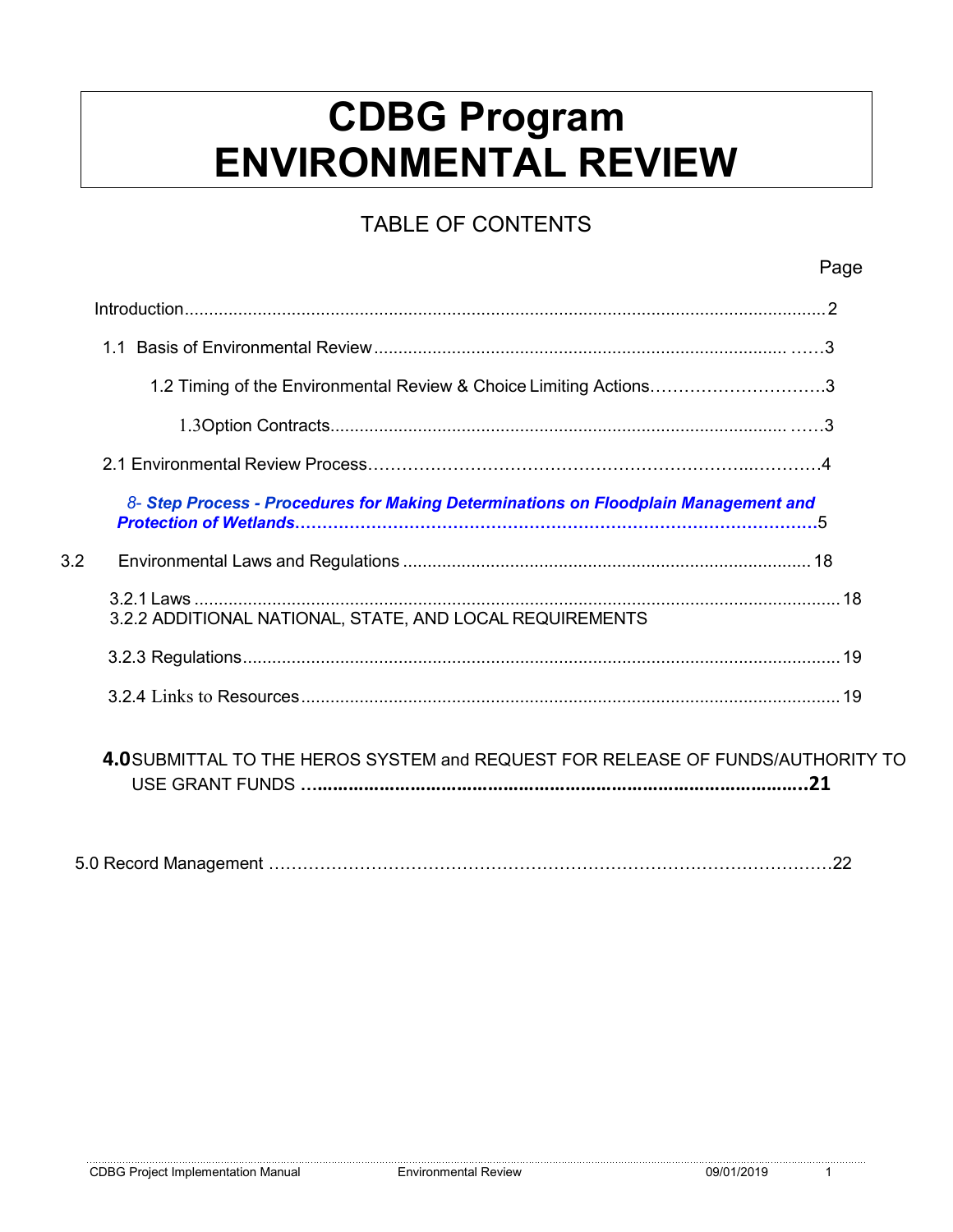# CDBG Program ENVIRONMENTAL REVIEW

## TABLE OF CONTENTS

Page

Introduction....................................................................................................................................2

1.1 Basis of Environmental Review...................................................................................... ……3

1.2 Timing of the Environmental Review & Choice Limiting Actions………………………….3

1.3Option Contracts............................................................................................... ……3

2.1 Environmental Review Process…………………………………………………………..…………4

***8- Step Process - Procedures for Making Determinations on Floodplain Management and Protection of Wetlands…………………………………………………………………………………5***

3.2 Environmental Laws and Regulations ................................................................................... 18

3.2.1 Laws ...................................................................................................................................... 18
3.2.2 ADDITIONAL NATIONAL, STATE, AND LOCAL REQUIREMENTS

3.2.3 Regulations........................................................................................................................... 19

3.2.4 Links to Resources............................................................................................................... 19

**4.0**SUBMITTAL TO THE HEROS SYSTEM and REQUEST FOR RELEASE OF FUNDS/AUTHORITY TO USE GRANT FUNDS **…..............................................................................................21**

5.0 Record Management ……………………………………………………………………………………22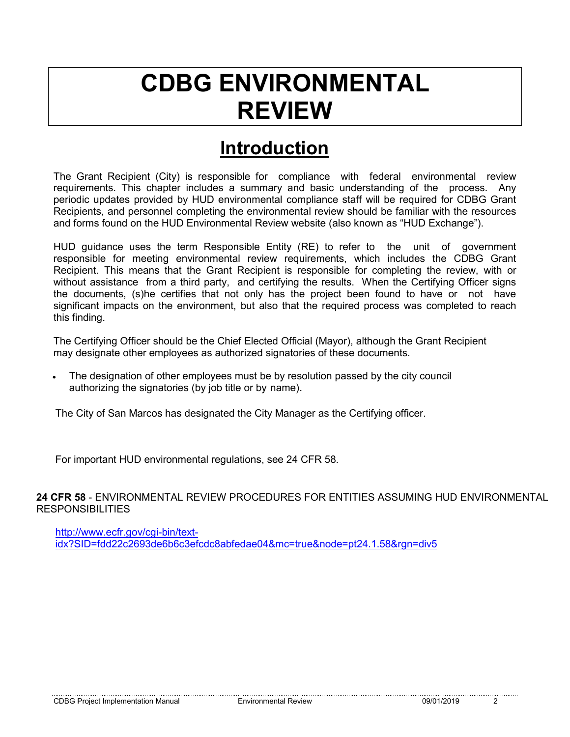# CDBG ENVIRONMENTAL REVIEW

## Introduction

The Grant Recipient (City) is responsible for compliance with federal environmental review requirements. This chapter includes a summary and basic understanding of the process. Any periodic updates provided by HUD environmental compliance staff will be required for CDBG Grant Recipients, and personnel completing the environmental review should be familiar with the resources and forms found on the HUD Environmental Review website (also known as "HUD Exchange").

HUD guidance uses the term Responsible Entity (RE) to refer to the unit of government responsible for meeting environmental review requirements, which includes the CDBG Grant Recipient. This means that the Grant Recipient is responsible for completing the review, with or without assistance from a third party, and certifying the results. When the Certifying Officer signs the documents, (s)he certifies that not only has the project been found to have or not have significant impacts on the environment, but also that the required process was completed to reach this finding.

The Certifying Officer should be the Chief Elected Official (Mayor), although the Grant Recipient may designate other employees as authorized signatories of these documents.

- The designation of other employees must be by resolution passed by the city council authorizing the signatories (by job title or by name).

The City of San Marcos has designated the City Manager as the Certifying officer.

For important HUD environmental regulations, see 24 CFR 58.

**24 CFR 58** - ENVIRONMENTAL REVIEW PROCEDURES FOR ENTITIES ASSUMING HUD ENVIRONMENTAL RESPONSIBILITIES

http://www.ecfr.gov/cgi-bin/text-idx?SID=fdd22c2693de6b6c3efcdc8abfedae04&mc=true&node=pt24.1.58&rgn=div5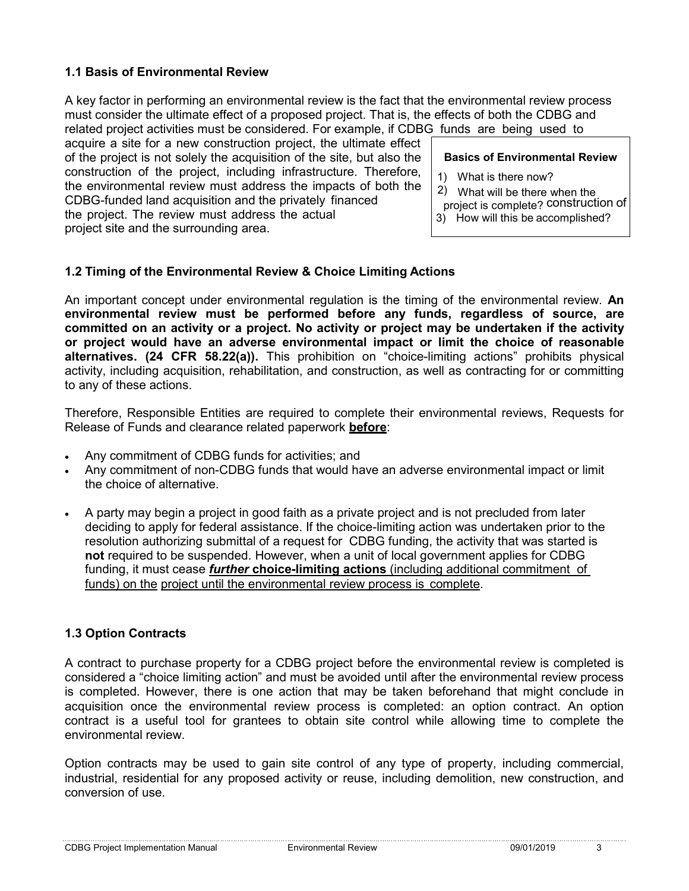## 1.1 Basis of Environmental Review

A key factor in performing an environmental review is the fact that the environmental review process must consider the ultimate effect of a proposed project. That is, the effects of both the CDBG and related project activities must be considered. For example, if CDBG funds are being used to acquire a site for a new construction project, the ultimate effect of the project is not solely the acquisition of the site, but also the construction of the project, including infrastructure. Therefore, the environmental review must address the impacts of both the CDBG-funded land acquisition and the privately financed construction of the project. The review must address the actual project site and the surrounding area.

> **Basics of Environmental Review**
>
> 1) What is there now?
> 2) What will be there when the project is complete?
> 3) How will this be accomplished?

## 1.2 Timing of the Environmental Review & Choice Limiting Actions

An important concept under environmental regulation is the timing of the environmental review. **An environmental review must be performed before any funds, regardless of source, are committed on an activity or a project. No activity or project may be undertaken if the activity or project would have an adverse environmental impact or limit the choice of reasonable alternatives. (24 CFR 58.22(a)).** This prohibition on "choice-limiting actions" prohibits physical activity, including acquisition, rehabilitation, and construction, as well as contracting for or committing to any of these actions.

Therefore, Responsible Entities are required to complete their environmental reviews, Requests for Release of Funds and clearance related paperwork **before**:

- Any commitment of CDBG funds for activities; and
- Any commitment of non-CDBG funds that would have an adverse environmental impact or limit the choice of alternative.

- A party may begin a project in good faith as a private project and is not precluded from later deciding to apply for federal assistance. If the choice-limiting action was undertaken prior to the resolution authorizing submittal of a request for CDBG funding, the activity that was started is **not** required to be suspended. However, when a unit of local government applies for CDBG funding, it must cease ***further* choice-limiting actions** (including additional commitment of funds) on the project until the environmental review process is complete.

## 1.3 Option Contracts

A contract to purchase property for a CDBG project before the environmental review is completed is considered a "choice limiting action" and must be avoided until after the environmental review process is completed. However, there is one action that may be taken beforehand that might conclude in acquisition once the environmental review process is completed: an option contract. An option contract is a useful tool for grantees to obtain site control while allowing time to complete the environmental review.

Option contracts may be used to gain site control of any type of property, including commercial, industrial, residential for any proposed activity or reuse, including demolition, new construction, and conversion of use.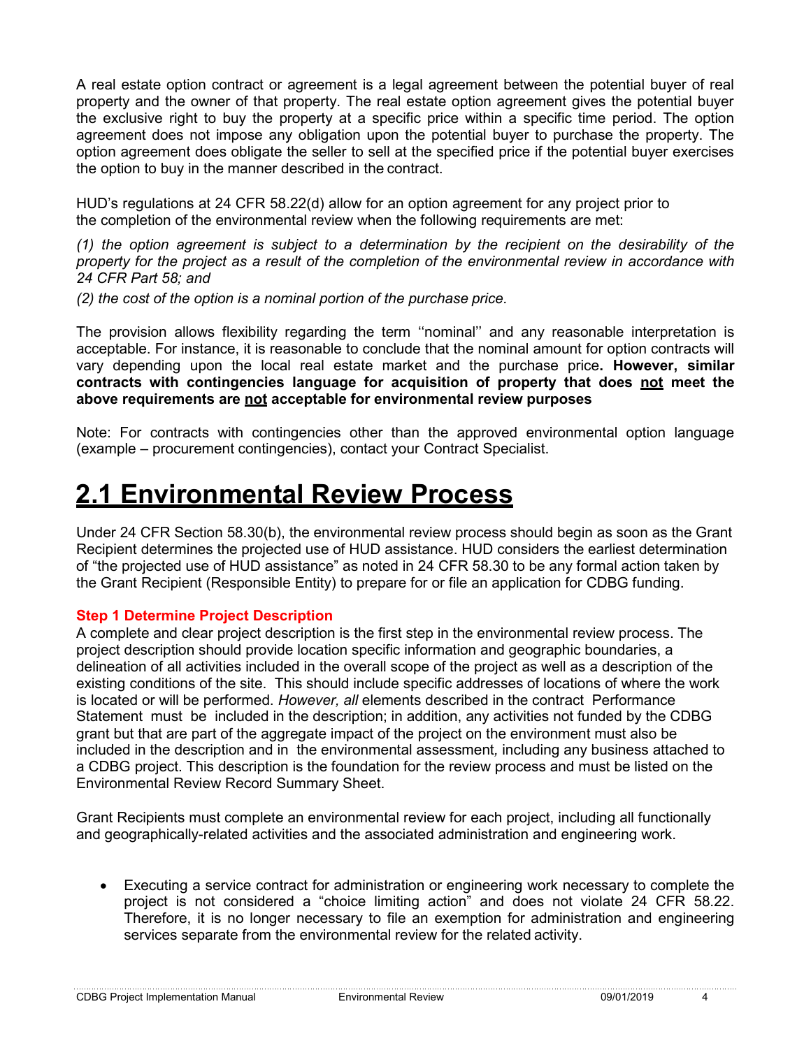A real estate option contract or agreement is a legal agreement between the potential buyer of real property and the owner of that property. The real estate option agreement gives the potential buyer the exclusive right to buy the property at a specific price within a specific time period. The option agreement does not impose any obligation upon the potential buyer to purchase the property. The option agreement does obligate the seller to sell at the specified price if the potential buyer exercises the option to buy in the manner described in the contract.

HUD's regulations at 24 CFR 58.22(d) allow for an option agreement for any project prior to the completion of the environmental review when the following requirements are met:

*(1) the option agreement is subject to a determination by the recipient on the desirability of the property for the project as a result of the completion of the environmental review in accordance with 24 CFR Part 58; and*

*(2) the cost of the option is a nominal portion of the purchase price.*

The provision allows flexibility regarding the term ''nominal'' and any reasonable interpretation is acceptable. For instance, it is reasonable to conclude that the nominal amount for option contracts will vary depending upon the local real estate market and the purchase price**. However, similar contracts with contingencies language for acquisition of property that does <u>not</u> meet the above requirements are <u>not</u> acceptable for environmental review purposes**

Note: For contracts with contingencies other than the approved environmental option language (example – procurement contingencies), contact your Contract Specialist.

# 2.1 Environmental Review Process

Under 24 CFR Section 58.30(b), the environmental review process should begin as soon as the Grant Recipient determines the projected use of HUD assistance. HUD considers the earliest determination of "the projected use of HUD assistance" as noted in 24 CFR 58.30 to be any formal action taken by the Grant Recipient (Responsible Entity) to prepare for or file an application for CDBG funding.

### Step 1 Determine Project Description

A complete and clear project description is the first step in the environmental review process. The project description should provide location specific information and geographic boundaries, a delineation of all activities included in the overall scope of the project as well as a description of the existing conditions of the site. This should include specific addresses of locations of where the work is located or will be performed. *However, all* elements described in the contract Performance Statement must be included in the description; in addition, any activities not funded by the CDBG grant but that are part of the aggregate impact of the project on the environment must also be included in the description and in the environmental assessment, including any business attached to a CDBG project. This description is the foundation for the review process and must be listed on the Environmental Review Record Summary Sheet.

Grant Recipients must complete an environmental review for each project, including all functionally and geographically-related activities and the associated administration and engineering work.

- Executing a service contract for administration or engineering work necessary to complete the project is not considered a "choice limiting action" and does not violate 24 CFR 58.22. Therefore, it is no longer necessary to file an exemption for administration and engineering services separate from the environmental review for the related activity.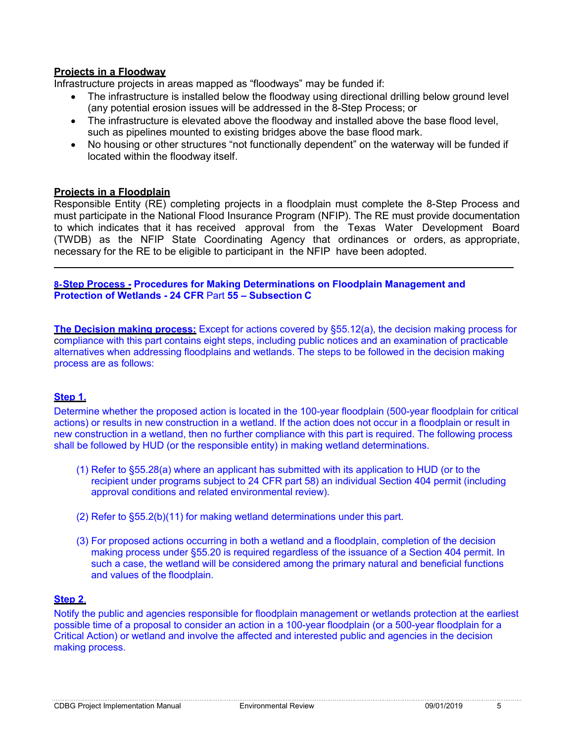**Projects in a Floodway**

Infrastructure projects in areas mapped as "floodways" may be funded if:

- The infrastructure is installed below the floodway using directional drilling below ground level (any potential erosion issues will be addressed in the 8-Step Process; or
- The infrastructure is elevated above the floodway and installed above the base flood level, such as pipelines mounted to existing bridges above the base flood mark.
- No housing or other structures "not functionally dependent" on the waterway will be funded if located within the floodway itself.

**Projects in a Floodplain**

Responsible Entity (RE) completing projects in a floodplain must complete the 8-Step Process and must participate in the National Flood Insurance Program (NFIP). The RE must provide documentation to which indicates that it has received approval from the Texas Water Development Board (TWDB) as the NFIP State Coordinating Agency that ordinances or orders, as appropriate, necessary for the RE to be eligible to participant in the NFIP have been adopted.

---

**8-Step Process - Procedures for Making Determinations on Floodplain Management and Protection of Wetlands - 24 CFR Part 55 – Subsection C**

**The Decision making process:** Except for actions covered by §55.12(a), the decision making process for compliance with this part contains eight steps, including public notices and an examination of practicable alternatives when addressing floodplains and wetlands. The steps to be followed in the decision making process are as follows:

**Step 1.**

Determine whether the proposed action is located in the 100-year floodplain (500-year floodplain for critical actions) or results in new construction in a wetland. If the action does not occur in a floodplain or result in new construction in a wetland, then no further compliance with this part is required. The following process shall be followed by HUD (or the responsible entity) in making wetland determinations.

(1) Refer to §55.28(a) where an applicant has submitted with its application to HUD (or to the recipient under programs subject to 24 CFR part 58) an individual Section 404 permit (including approval conditions and related environmental review).

(2) Refer to §55.2(b)(11) for making wetland determinations under this part.

(3) For proposed actions occurring in both a wetland and a floodplain, completion of the decision making process under §55.20 is required regardless of the issuance of a Section 404 permit. In such a case, the wetland will be considered among the primary natural and beneficial functions and values of the floodplain.

**Step 2.**

Notify the public and agencies responsible for floodplain management or wetlands protection at the earliest possible time of a proposal to consider an action in a 100-year floodplain (or a 500-year floodplain for a Critical Action) or wetland and involve the affected and interested public and agencies in the decision making process.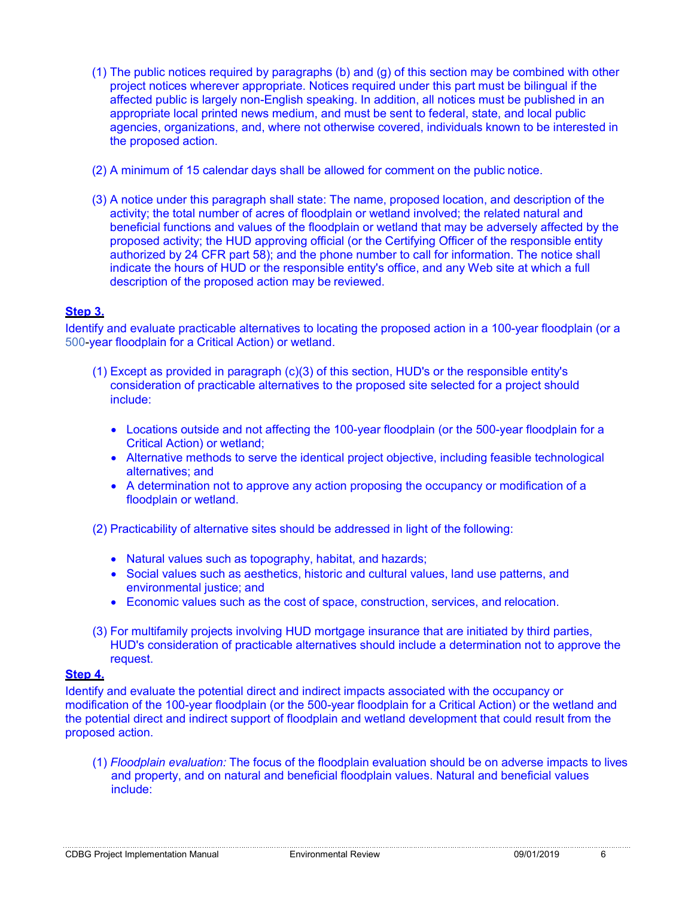(1) The public notices required by paragraphs (b) and (g) of this section may be combined with other project notices wherever appropriate. Notices required under this part must be bilingual if the affected public is largely non-English speaking. In addition, all notices must be published in an appropriate local printed news medium, and must be sent to federal, state, and local public agencies, organizations, and, where not otherwise covered, individuals known to be interested in the proposed action.

(2) A minimum of 15 calendar days shall be allowed for comment on the public notice.

(3) A notice under this paragraph shall state: The name, proposed location, and description of the activity; the total number of acres of floodplain or wetland involved; the related natural and beneficial functions and values of the floodplain or wetland that may be adversely affected by the proposed activity; the HUD approving official (or the Certifying Officer of the responsible entity authorized by 24 CFR part 58); and the phone number to call for information. The notice shall indicate the hours of HUD or the responsible entity's office, and any Web site at which a full description of the proposed action may be reviewed.

**Step 3.**

Identify and evaluate practicable alternatives to locating the proposed action in a 100-year floodplain (or a 500-year floodplain for a Critical Action) or wetland.

(1) Except as provided in paragraph (c)(3) of this section, HUD's or the responsible entity's consideration of practicable alternatives to the proposed site selected for a project should include:

- Locations outside and not affecting the 100-year floodplain (or the 500-year floodplain for a Critical Action) or wetland;
- Alternative methods to serve the identical project objective, including feasible technological alternatives; and
- A determination not to approve any action proposing the occupancy or modification of a floodplain or wetland.

(2) Practicability of alternative sites should be addressed in light of the following:

- Natural values such as topography, habitat, and hazards;
- Social values such as aesthetics, historic and cultural values, land use patterns, and environmental justice; and
- Economic values such as the cost of space, construction, services, and relocation.

(3) For multifamily projects involving HUD mortgage insurance that are initiated by third parties, HUD's consideration of practicable alternatives should include a determination not to approve the request.

**Step 4.**

Identify and evaluate the potential direct and indirect impacts associated with the occupancy or modification of the 100-year floodplain (or the 500-year floodplain for a Critical Action) or the wetland and the potential direct and indirect support of floodplain and wetland development that could result from the proposed action.

(1) *Floodplain evaluation:* The focus of the floodplain evaluation should be on adverse impacts to lives and property, and on natural and beneficial floodplain values. Natural and beneficial values include: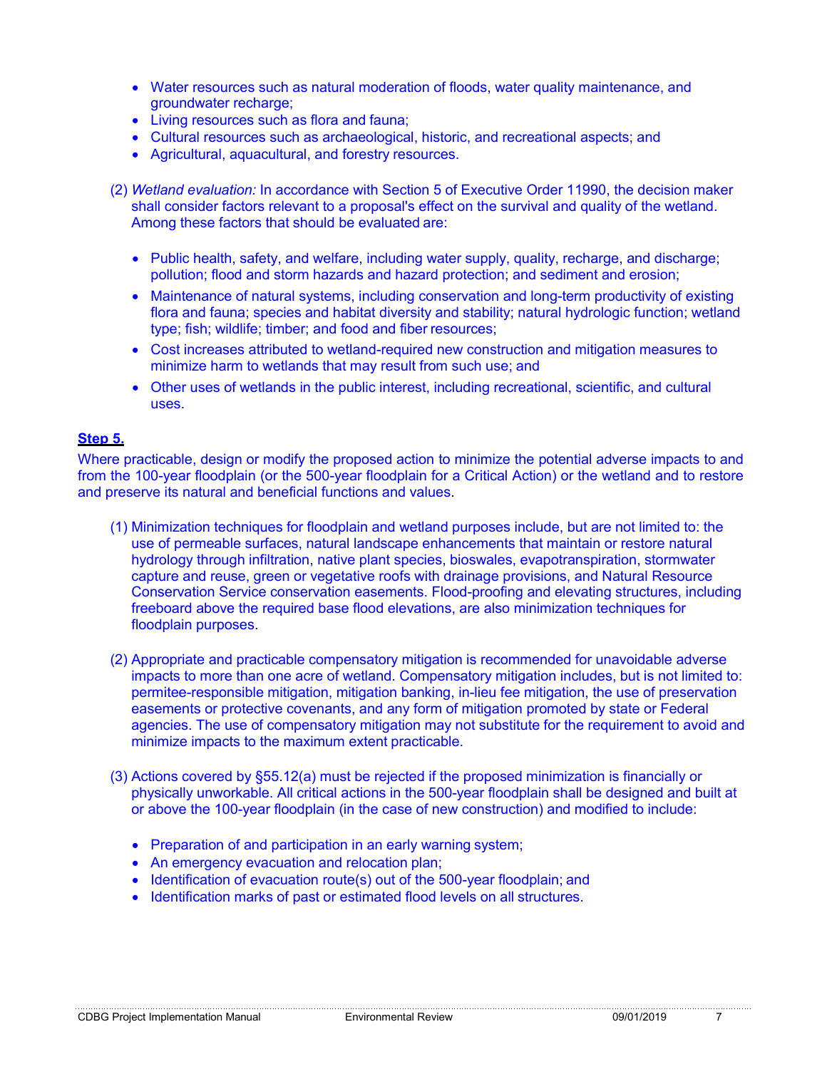- Water resources such as natural moderation of floods, water quality maintenance, and groundwater recharge;
- Living resources such as flora and fauna;
- Cultural resources such as archaeological, historic, and recreational aspects; and
- Agricultural, aquacultural, and forestry resources.

(2) *Wetland evaluation:* In accordance with Section 5 of Executive Order 11990, the decision maker shall consider factors relevant to a proposal's effect on the survival and quality of the wetland. Among these factors that should be evaluated are:

- Public health, safety, and welfare, including water supply, quality, recharge, and discharge; pollution; flood and storm hazards and hazard protection; and sediment and erosion;
- Maintenance of natural systems, including conservation and long-term productivity of existing flora and fauna; species and habitat diversity and stability; natural hydrologic function; wetland type; fish; wildlife; timber; and food and fiber resources;
- Cost increases attributed to wetland-required new construction and mitigation measures to minimize harm to wetlands that may result from such use; and
- Other uses of wetlands in the public interest, including recreational, scientific, and cultural uses.

**Step 5.**

Where practicable, design or modify the proposed action to minimize the potential adverse impacts to and from the 100-year floodplain (or the 500-year floodplain for a Critical Action) or the wetland and to restore and preserve its natural and beneficial functions and values.

(1) Minimization techniques for floodplain and wetland purposes include, but are not limited to: the use of permeable surfaces, natural landscape enhancements that maintain or restore natural hydrology through infiltration, native plant species, bioswales, evapotranspiration, stormwater capture and reuse, green or vegetative roofs with drainage provisions, and Natural Resource Conservation Service conservation easements. Flood-proofing and elevating structures, including freeboard above the required base flood elevations, are also minimization techniques for floodplain purposes.

(2) Appropriate and practicable compensatory mitigation is recommended for unavoidable adverse impacts to more than one acre of wetland. Compensatory mitigation includes, but is not limited to: permitee-responsible mitigation, mitigation banking, in-lieu fee mitigation, the use of preservation easements or protective covenants, and any form of mitigation promoted by state or Federal agencies. The use of compensatory mitigation may not substitute for the requirement to avoid and minimize impacts to the maximum extent practicable.

(3) Actions covered by §55.12(a) must be rejected if the proposed minimization is financially or physically unworkable. All critical actions in the 500-year floodplain shall be designed and built at or above the 100-year floodplain (in the case of new construction) and modified to include:

- Preparation of and participation in an early warning system;
- An emergency evacuation and relocation plan;
- Identification of evacuation route(s) out of the 500-year floodplain; and
- Identification marks of past or estimated flood levels on all structures.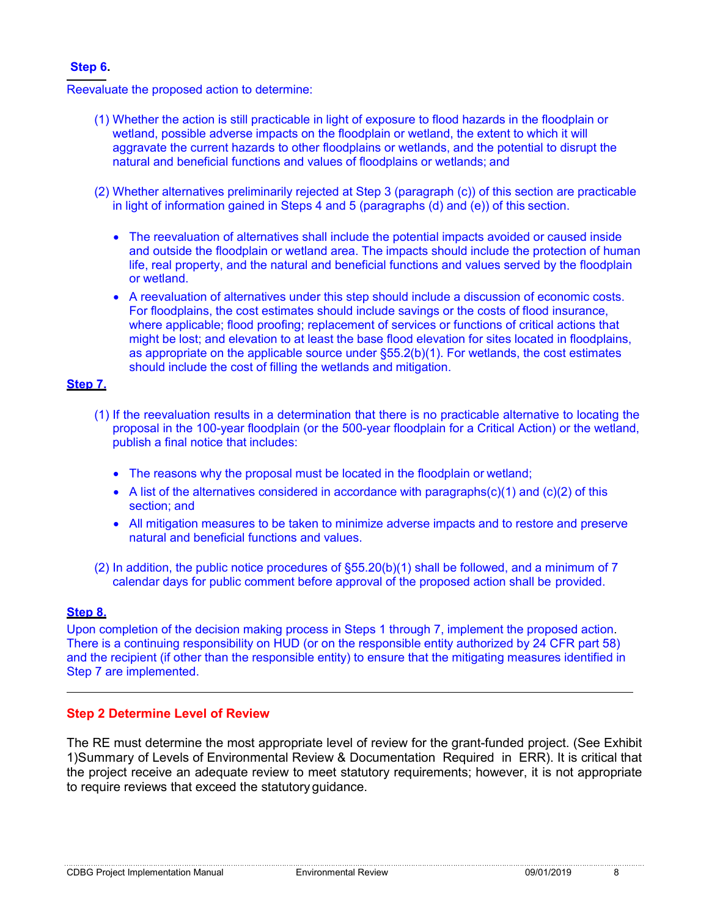**Step 6.**

Reevaluate the proposed action to determine:

(1) Whether the action is still practicable in light of exposure to flood hazards in the floodplain or wetland, possible adverse impacts on the floodplain or wetland, the extent to which it will aggravate the current hazards to other floodplains or wetlands, and the potential to disrupt the natural and beneficial functions and values of floodplains or wetlands; and

(2) Whether alternatives preliminarily rejected at Step 3 (paragraph (c)) of this section are practicable in light of information gained in Steps 4 and 5 (paragraphs (d) and (e)) of this section.

- The reevaluation of alternatives shall include the potential impacts avoided or caused inside and outside the floodplain or wetland area. The impacts should include the protection of human life, real property, and the natural and beneficial functions and values served by the floodplain or wetland.
- A reevaluation of alternatives under this step should include a discussion of economic costs. For floodplains, the cost estimates should include savings or the costs of flood insurance, where applicable; flood proofing; replacement of services or functions of critical actions that might be lost; and elevation to at least the base flood elevation for sites located in floodplains, as appropriate on the applicable source under §55.2(b)(1). For wetlands, the cost estimates should include the cost of filling the wetlands and mitigation.

**Step 7.**

(1) If the reevaluation results in a determination that there is no practicable alternative to locating the proposal in the 100-year floodplain (or the 500-year floodplain for a Critical Action) or the wetland, publish a final notice that includes:

- The reasons why the proposal must be located in the floodplain or wetland;
- A list of the alternatives considered in accordance with paragraphs(c)(1) and (c)(2) of this section; and
- All mitigation measures to be taken to minimize adverse impacts and to restore and preserve natural and beneficial functions and values.

(2) In addition, the public notice procedures of §55.20(b)(1) shall be followed, and a minimum of 7 calendar days for public comment before approval of the proposed action shall be provided.

**Step 8.**

Upon completion of the decision making process in Steps 1 through 7, implement the proposed action. There is a continuing responsibility on HUD (or on the responsible entity authorized by 24 CFR part 58) and the recipient (if other than the responsible entity) to ensure that the mitigating measures identified in Step 7 are implemented.

---

### Step 2 Determine Level of Review

The RE must determine the most appropriate level of review for the grant-funded project. (See Exhibit 1)Summary of Levels of Environmental Review & Documentation Required in ERR). It is critical that the project receive an adequate review to meet statutory requirements; however, it is not appropriate to require reviews that exceed the statutory guidance.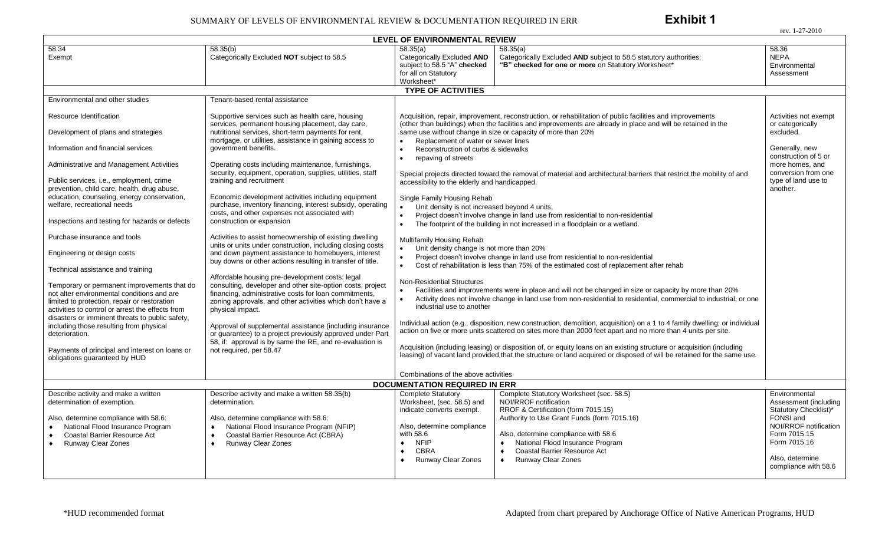# SUMMARY OF LEVELS OF ENVIRONMENTAL REVIEW & DOCUMENTATION REQUIRED IN ERR

**Exhibit 1**

rev. 1-27-2010

| LEVEL OF ENVIRONMENTAL REVIEW | | | | |
|---|---|---|---|---|
| 58.34 Exempt | 58.35(b) Categorically Excluded **NOT** subject to 58.5 | 58.35(a) Categorically Excluded **AND** subject to 58.5 "A" **checked** for all on Statutory Worksheet* | 58.35(a) Categorically Excluded **AND** subject to 58.5 statutory authorities: **"B" checked for one or more** on Statutory Worksheet* | 58.36 NEPA Environmental Assessment |
| **TYPE OF ACTIVITIES** | | | | |
| Environmental and other studies<br><br>Resource Identification<br><br>Development of plans and strategies<br><br>Information and financial services<br><br>Administrative and Management Activities<br><br>Public services, i.e., employment, crime prevention, child care, health, drug abuse, education, counseling, energy conservation, welfare, recreational needs<br><br>Inspections and testing for hazards or defects<br><br>Purchase insurance and tools<br><br>Engineering or design costs<br><br>Technical assistance and training<br><br>Temporary or permanent improvements that do not alter environmental conditions and are limited to protection, repair or restoration activities to control or arrest the effects from disasters or imminent threats to public safety, including those resulting from physical deterioration.<br><br>Payments of principal and interest on loans or obligations guaranteed by HUD | Tenant-based rental assistance<br><br>Supportive services such as health care, housing services, permanent housing placement, day care, nutritional services, short-term payments for rent, mortgage, or utilities, assistance in gaining access to government benefits.<br><br>Operating costs including maintenance, furnishings, security, equipment, operation, supplies, utilities, staff training and recruitment<br><br>Economic development activities including equipment purchase, inventory financing, interest subsidy, operating costs, and other expenses not associated with construction or expansion<br><br>Activities to assist homeownership of existing dwelling units or units under construction, including closing costs and down payment assistance to homebuyers, interest buy downs or other actions resulting in transfer of title.<br><br>Affordable housing pre-development costs: legal consulting, developer and other site-option costs, project financing, administrative costs for loan commitments, zoning approvals, and other activities which don't have a physical impact.<br><br>Approval of supplemental assistance (including insurance or guarantee) to a project previously approved under Part 58, if: approval is by the same the RE, and re-evaluation is not required, per 58.47 | Acquisition, repair, improvement, reconstruction, or rehabilitation of public facilities and improvements (other than buildings) when the facilities and improvements are already in place and will be retained in the same use without change in size or capacity of more than 20%<br>• Replacement of water or sewer lines<br>• Reconstruction of curbs & sidewalks<br>• repaving of streets<br><br>Special projects directed toward the removal of material and architectural barriers that restrict the mobility of and accessibility to the elderly and handicapped.<br><br>Single Family Housing Rehab<br>• Unit density is not increased beyond 4 units,<br>• Project doesn't involve change in land use from residential to non-residential<br>• The footprint of the building in not increased in a floodplain or a wetland.<br><br>Multifamily Housing Rehab<br>• Unit density change is not more than 20%<br>• Project doesn't involve change in land use from residential to non-residential<br>• Cost of rehabilitation is less than 75% of the estimated cost of replacement after rehab<br><br>Non-Residential Structures<br>• Facilities and improvements were in place and will not be changed in size or capacity by more than 20%<br>• Activity does not involve change in land use from non-residential to residential, commercial to industrial, or one industrial use to another<br><br>Individual action (e.g., disposition, new construction, demolition, acquisition) on a 1 to 4 family dwelling; or individual action on five or more units scattered on sites more than 2000 feet apart and no more than 4 units per site.<br><br>Acquisition (including leasing) or disposition of, or equity loans on an existing structure or acquisition (including leasing) of vacant land provided that the structure or land acquired or disposed of will be retained for the same use.<br><br>Combinations of the above activities | | Activities not exempt or categorically excluded.<br><br>Generally, new construction of 5 or more homes, and conversion from one type of land use to another. |
| **DOCUMENTATION REQUIRED IN ERR** | | | | |
| Describe activity and make a written determination of exemption.<br><br>Also, determine compliance with 58.6:<br>♦ National Flood Insurance Program<br>♦ Coastal Barrier Resource Act<br>♦ Runway Clear Zones | Describe activity and make a written 58.35(b) determination.<br><br>Also, determine compliance with 58.6:<br>♦ National Flood Insurance Program (NFIP)<br>♦ Coastal Barrier Resource Act (CBRA)<br>♦ Runway Clear Zones | Complete Statutory Worksheet, (sec. 58.5) and indicate converts exempt.<br><br>Also, determine compliance with 58.6<br>♦ NFIP<br>♦ CBRA<br>♦ Runway Clear Zones | Complete Statutory Worksheet (sec. 58.5)<br>NOI/RROF notification<br>RROF & Certification (form 7015.15)<br>Authority to Use Grant Funds (form 7015.16)<br><br>Also, determine compliance with 58.6<br>♦ National Flood Insurance Program<br>♦ Coastal Barrier Resource Act<br>♦ Runway Clear Zones | Environmental Assessment (including Statutory Checklist)*<br>FONSI and NOI/RROF notification<br>Form 7015.15<br>Form 7015.16<br><br>Also, determine compliance with 58.6 |

*HUD recommended format

Adapted from chart prepared by Anchorage Office of Native American Programs, HUD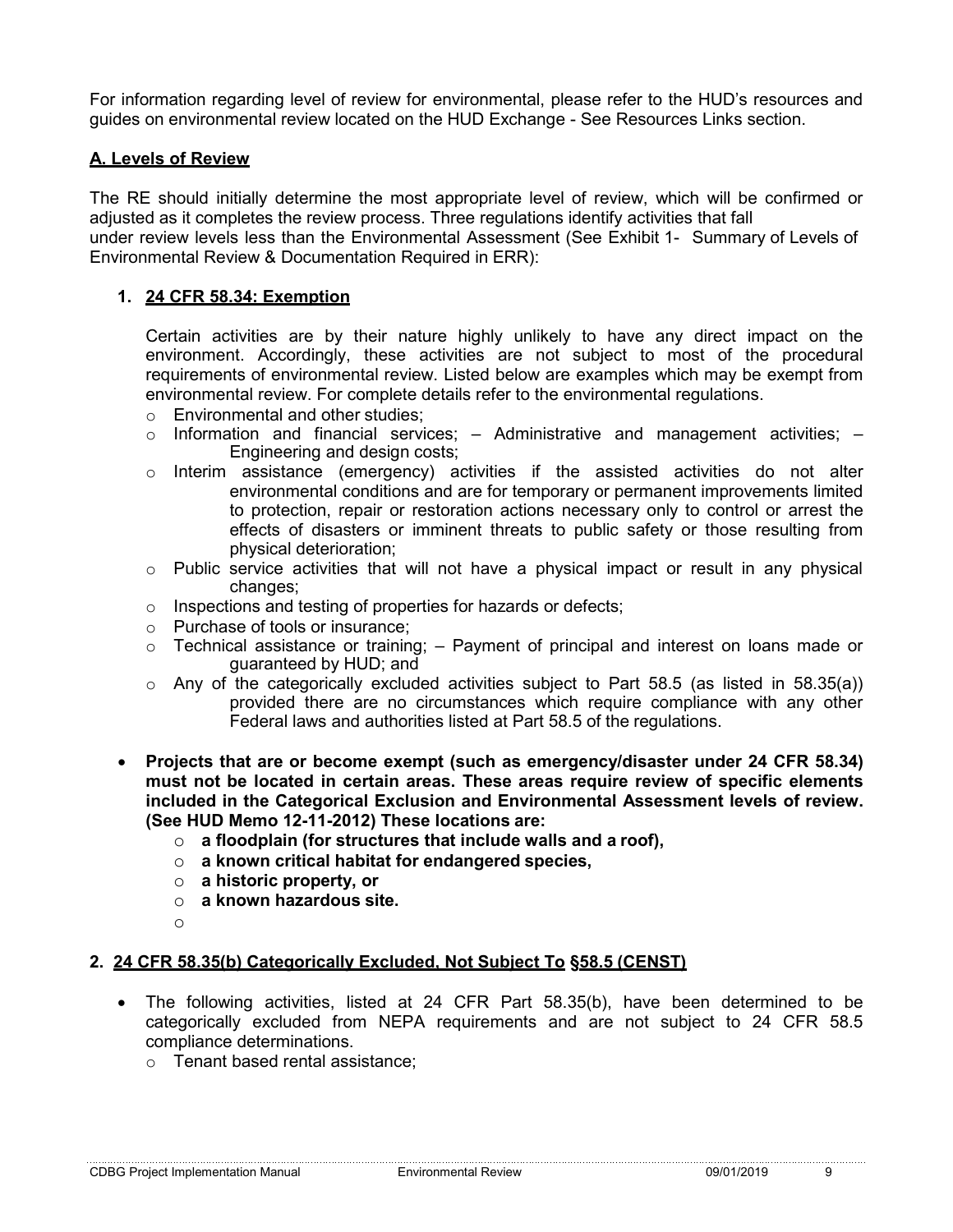For information regarding level of review for environmental, please refer to the HUD's resources and guides on environmental review located on the HUD Exchange - See Resources Links section.

## A. Levels of Review

The RE should initially determine the most appropriate level of review, which will be confirmed or adjusted as it completes the review process. Three regulations identify activities that fall under review levels less than the Environmental Assessment (See Exhibit 1- Summary of Levels of Environmental Review & Documentation Required in ERR):

### 1. 24 CFR 58.34: Exemption

Certain activities are by their nature highly unlikely to have any direct impact on the environment. Accordingly, these activities are not subject to most of the procedural requirements of environmental review. Listed below are examples which may be exempt from environmental review. For complete details refer to the environmental regulations.

- Environmental and other studies;
- Information and financial services; – Administrative and management activities; – Engineering and design costs;
- Interim assistance (emergency) activities if the assisted activities do not alter environmental conditions and are for temporary or permanent improvements limited to protection, repair or restoration actions necessary only to control or arrest the effects of disasters or imminent threats to public safety or those resulting from physical deterioration;
- Public service activities that will not have a physical impact or result in any physical changes;
- Inspections and testing of properties for hazards or defects;
- Purchase of tools or insurance;
- Technical assistance or training; – Payment of principal and interest on loans made or guaranteed by HUD; and
- Any of the categorically excluded activities subject to Part 58.5 (as listed in 58.35(a)) provided there are no circumstances which require compliance with any other Federal laws and authorities listed at Part 58.5 of the regulations.

- **Projects that are or become exempt (such as emergency/disaster under 24 CFR 58.34) must not be located in certain areas. These areas require review of specific elements included in the Categorical Exclusion and Environmental Assessment levels of review. (See HUD Memo 12-11-2012) These locations are:**
  - **a floodplain (for structures that include walls and a roof),**
  - **a known critical habitat for endangered species,**
  - **a historic property, or**
  - **a known hazardous site.**

### 2. 24 CFR 58.35(b) Categorically Excluded, Not Subject To §58.5 (CENST)

- The following activities, listed at 24 CFR Part 58.35(b), have been determined to be categorically excluded from NEPA requirements and are not subject to 24 CFR 58.5 compliance determinations.
  - Tenant based rental assistance;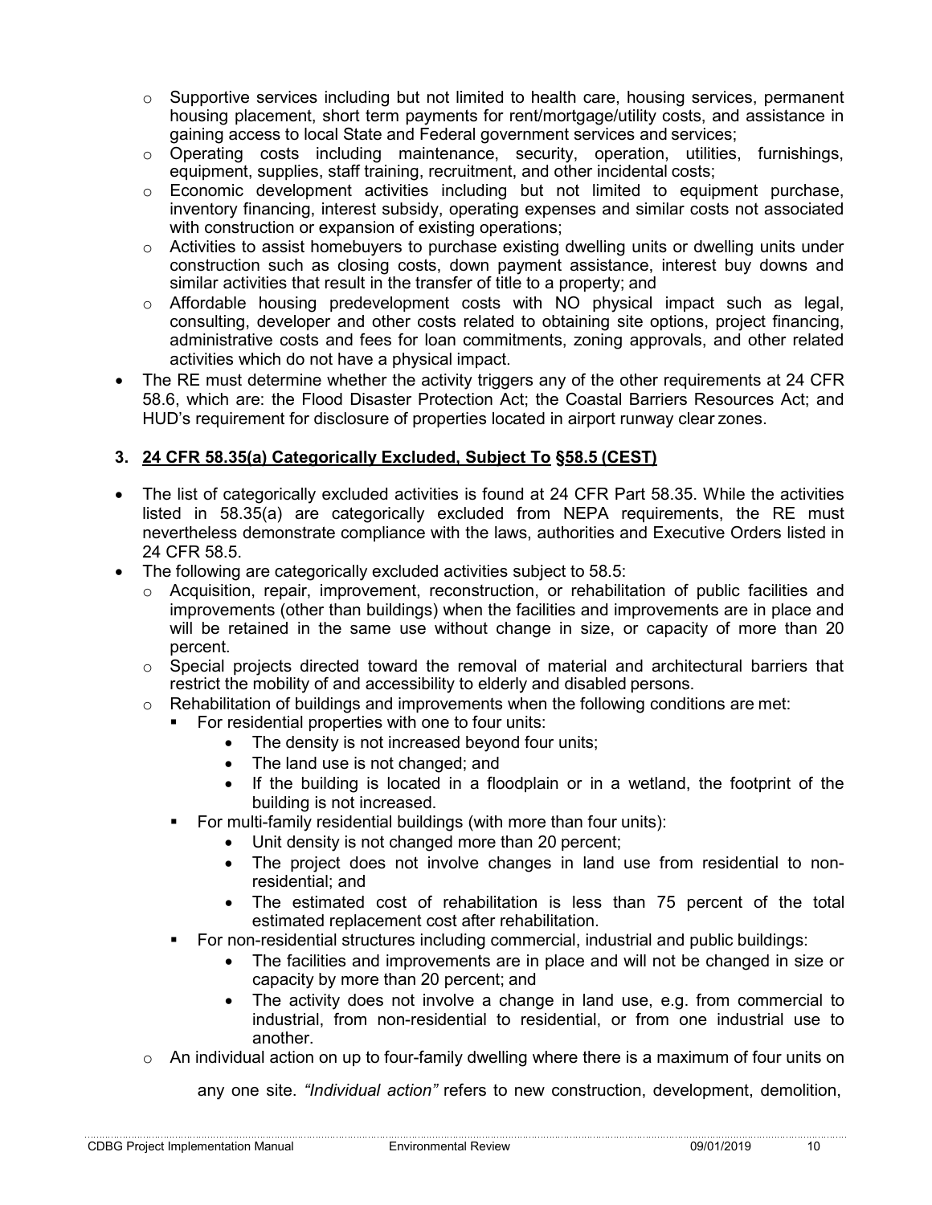- Supportive services including but not limited to health care, housing services, permanent housing placement, short term payments for rent/mortgage/utility costs, and assistance in gaining access to local State and Federal government services and services;
  - Operating costs including maintenance, security, operation, utilities, furnishings, equipment, supplies, staff training, recruitment, and other incidental costs;
  - Economic development activities including but not limited to equipment purchase, inventory financing, interest subsidy, operating expenses and similar costs not associated with construction or expansion of existing operations;
  - Activities to assist homebuyers to purchase existing dwelling units or dwelling units under construction such as closing costs, down payment assistance, interest buy downs and similar activities that result in the transfer of title to a property; and
  - Affordable housing predevelopment costs with NO physical impact such as legal, consulting, developer and other costs related to obtaining site options, project financing, administrative costs and fees for loan commitments, zoning approvals, and other related activities which do not have a physical impact.
- The RE must determine whether the activity triggers any of the other requirements at 24 CFR 58.6, which are: the Flood Disaster Protection Act; the Coastal Barriers Resources Act; and HUD's requirement for disclosure of properties located in airport runway clear zones.

### 3. 24 CFR 58.35(a) Categorically Excluded, Subject To §58.5 (CEST)

- The list of categorically excluded activities is found at 24 CFR Part 58.35. While the activities listed in 58.35(a) are categorically excluded from NEPA requirements, the RE must nevertheless demonstrate compliance with the laws, authorities and Executive Orders listed in 24 CFR 58.5.
- The following are categorically excluded activities subject to 58.5:
  - Acquisition, repair, improvement, reconstruction, or rehabilitation of public facilities and improvements (other than buildings) when the facilities and improvements are in place and will be retained in the same use without change in size, or capacity of more than 20 percent.
  - Special projects directed toward the removal of material and architectural barriers that restrict the mobility of and accessibility to elderly and disabled persons.
  - Rehabilitation of buildings and improvements when the following conditions are met:
    - For residential properties with one to four units:
      - The density is not increased beyond four units;
      - The land use is not changed; and
      - If the building is located in a floodplain or in a wetland, the footprint of the building is not increased.
    - For multi-family residential buildings (with more than four units):
      - Unit density is not changed more than 20 percent;
      - The project does not involve changes in land use from residential to non-residential; and
      - The estimated cost of rehabilitation is less than 75 percent of the total estimated replacement cost after rehabilitation.
    - For non-residential structures including commercial, industrial and public buildings:
      - The facilities and improvements are in place and will not be changed in size or capacity by more than 20 percent; and
      - The activity does not involve a change in land use, e.g. from commercial to industrial, from non-residential to residential, or from one industrial use to another.
  - An individual action on up to four-family dwelling where there is a maximum of four units on any one site. *"Individual action"* refers to new construction, development, demolition,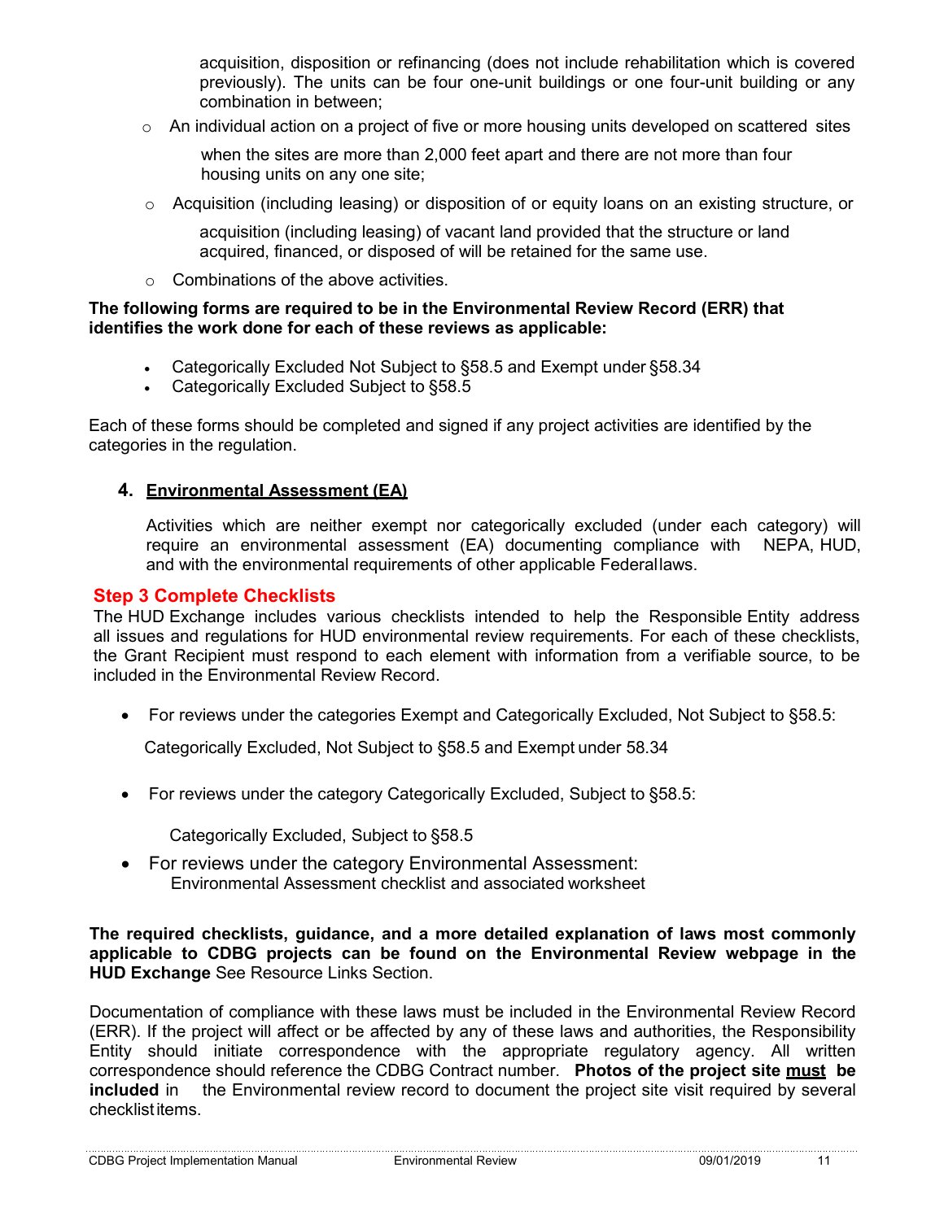acquisition, disposition or refinancing (does not include rehabilitation which is covered previously). The units can be four one-unit buildings or one four-unit building or any combination in between;

- An individual action on a project of five or more housing units developed on scattered sites when the sites are more than 2,000 feet apart and there are not more than four housing units on any one site;
- Acquisition (including leasing) or disposition of or equity loans on an existing structure, or acquisition (including leasing) of vacant land provided that the structure or land acquired, financed, or disposed of will be retained for the same use.
- Combinations of the above activities.

**The following forms are required to be in the Environmental Review Record (ERR) that identifies the work done for each of these reviews as applicable:**

- Categorically Excluded Not Subject to §58.5 and Exempt under §58.34
- Categorically Excluded Subject to §58.5

Each of these forms should be completed and signed if any project activities are identified by the categories in the regulation.

### 4. Environmental Assessment (EA)

Activities which are neither exempt nor categorically excluded (under each category) will require an environmental assessment (EA) documenting compliance with NEPA, HUD, and with the environmental requirements of other applicable Federal laws.

## Step 3 Complete Checklists

The HUD Exchange includes various checklists intended to help the Responsible Entity address all issues and regulations for HUD environmental review requirements. For each of these checklists, the Grant Recipient must respond to each element with information from a verifiable source, to be included in the Environmental Review Record.

- For reviews under the categories Exempt and Categorically Excluded, Not Subject to §58.5:

  Categorically Excluded, Not Subject to §58.5 and Exempt under 58.34

- For reviews under the category Categorically Excluded, Subject to §58.5:

  Categorically Excluded, Subject to §58.5

- For reviews under the category Environmental Assessment:
  Environmental Assessment checklist and associated worksheet

**The required checklists, guidance, and a more detailed explanation of laws most commonly applicable to CDBG projects can be found on the Environmental Review webpage in the HUD Exchange** See Resource Links Section.

Documentation of compliance with these laws must be included in the Environmental Review Record (ERR). If the project will affect or be affected by any of these laws and authorities, the Responsibility Entity should initiate correspondence with the appropriate regulatory agency. All written correspondence should reference the CDBG Contract number. **Photos of the project site <u>must</u> be included** in the Environmental review record to document the project site visit required by several checklist items.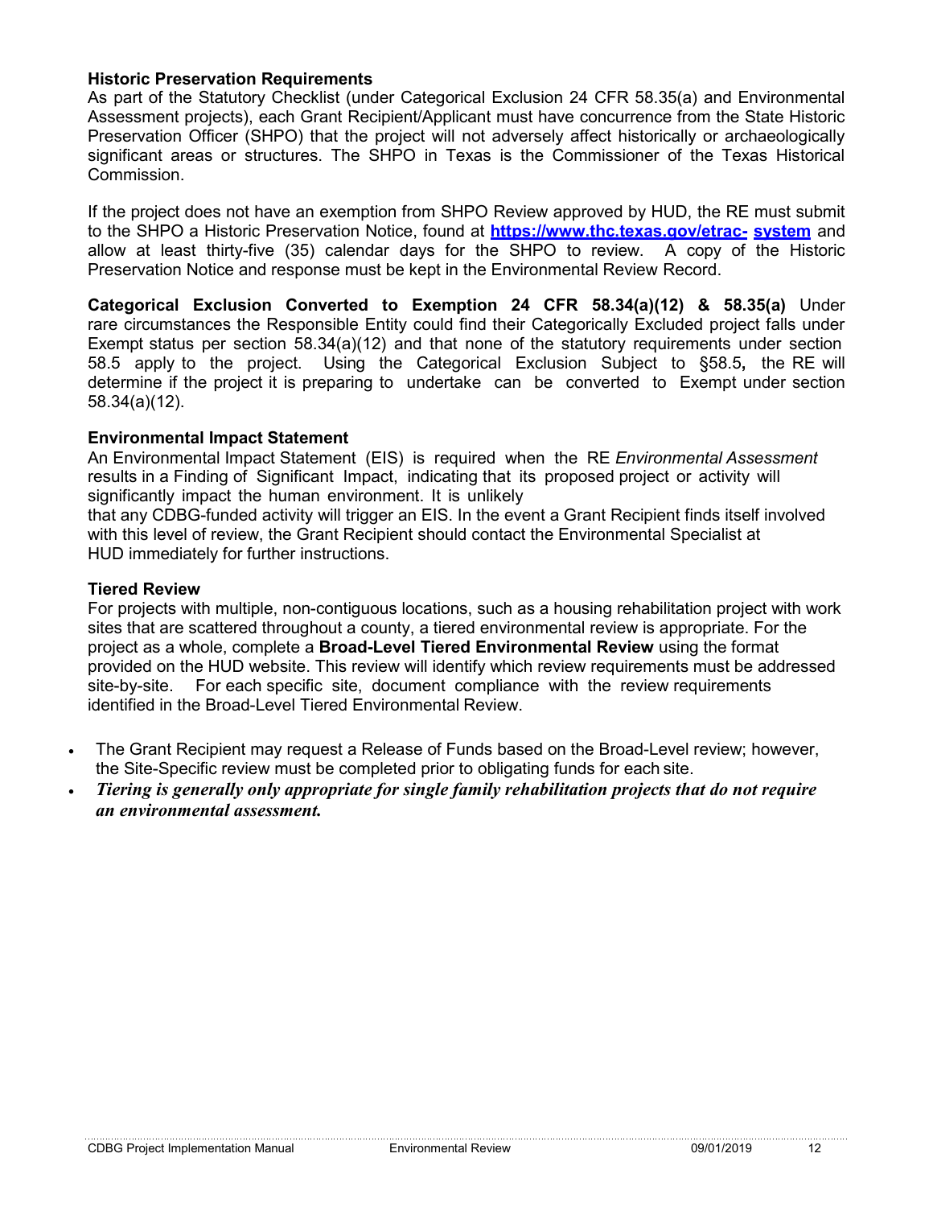### Historic Preservation Requirements

As part of the Statutory Checklist (under Categorical Exclusion 24 CFR 58.35(a) and Environmental Assessment projects), each Grant Recipient/Applicant must have concurrence from the State Historic Preservation Officer (SHPO) that the project will not adversely affect historically or archaeologically significant areas or structures. The SHPO in Texas is the Commissioner of the Texas Historical Commission.

If the project does not have an exemption from SHPO Review approved by HUD, the RE must submit to the SHPO a Historic Preservation Notice, found at **https://www.thc.texas.gov/etrac-system** and allow at least thirty-five (35) calendar days for the SHPO to review. A copy of the Historic Preservation Notice and response must be kept in the Environmental Review Record.

**Categorical Exclusion Converted to Exemption 24 CFR 58.34(a)(12) & 58.35(a)** Under rare circumstances the Responsible Entity could find their Categorically Excluded project falls under Exempt status per section 58.34(a)(12) and that none of the statutory requirements under section 58.5 apply to the project. Using the Categorical Exclusion Subject to §58.5**,** the RE will determine if the project it is preparing to undertake can be converted to Exempt under section 58.34(a)(12).

### Environmental Impact Statement

An Environmental Impact Statement (EIS) is required when the RE *Environmental Assessment* results in a Finding of Significant Impact, indicating that its proposed project or activity will significantly impact the human environment. It is unlikely that any CDBG-funded activity will trigger an EIS. In the event a Grant Recipient finds itself involved with this level of review, the Grant Recipient should contact the Environmental Specialist at HUD immediately for further instructions.

### Tiered Review

For projects with multiple, non-contiguous locations, such as a housing rehabilitation project with work sites that are scattered throughout a county, a tiered environmental review is appropriate. For the project as a whole, complete a **Broad-Level Tiered Environmental Review** using the format provided on the HUD website. This review will identify which review requirements must be addressed site-by-site. For each specific site, document compliance with the review requirements identified in the Broad-Level Tiered Environmental Review.

- The Grant Recipient may request a Release of Funds based on the Broad-Level review; however, the Site-Specific review must be completed prior to obligating funds for each site.
- ***Tiering is generally only appropriate for single family rehabilitation projects that do not require an environmental assessment.***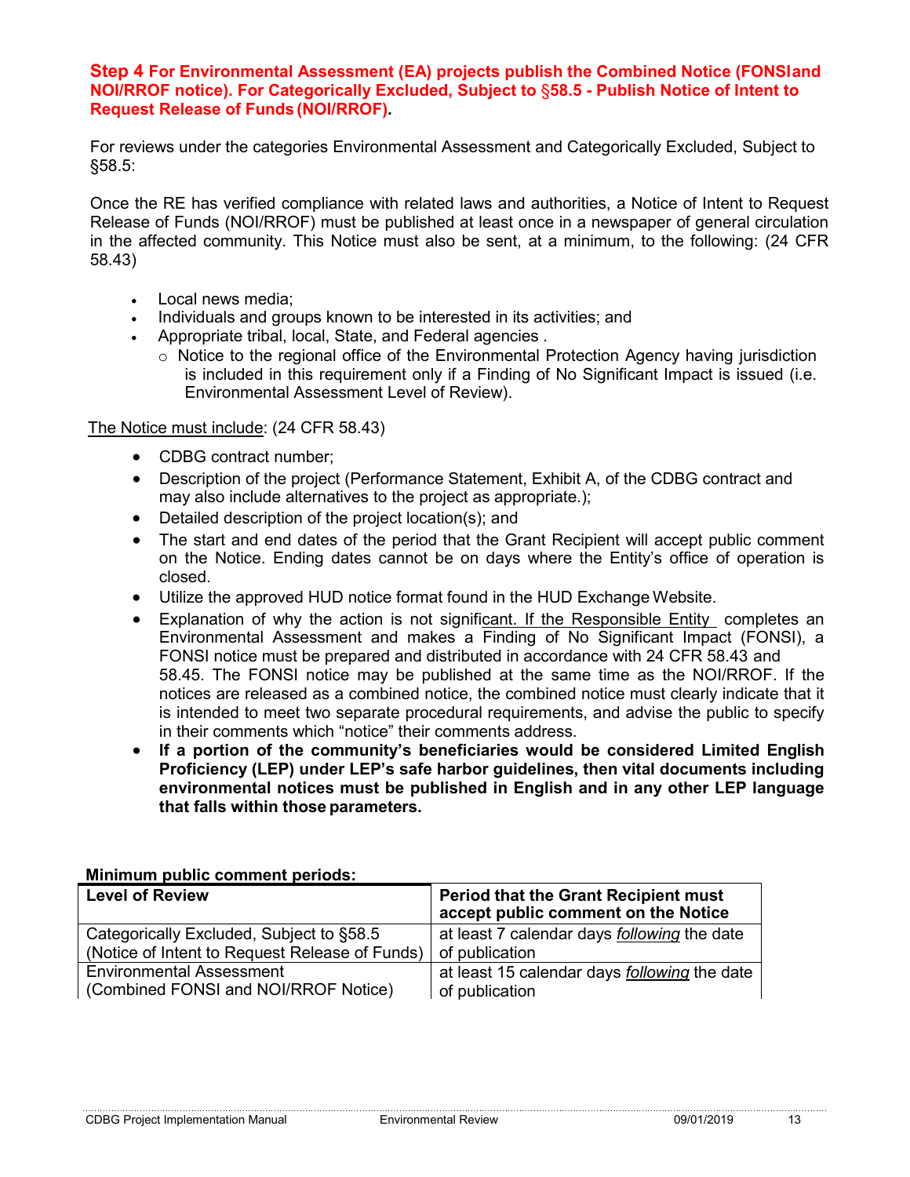**Step 4 For Environmental Assessment (EA) projects publish the Combined Notice (FONSIand NOI/RROF notice). For Categorically Excluded, Subject to §58.5 - Publish Notice of Intent to Request Release of Funds (NOI/RROF).**

For reviews under the categories Environmental Assessment and Categorically Excluded, Subject to §58.5:

Once the RE has verified compliance with related laws and authorities, a Notice of Intent to Request Release of Funds (NOI/RROF) must be published at least once in a newspaper of general circulation in the affected community. This Notice must also be sent, at a minimum, to the following: (24 CFR 58.43)

- Local news media;
- Individuals and groups known to be interested in its activities; and
- Appropriate tribal, local, State, and Federal agencies .
  - Notice to the regional office of the Environmental Protection Agency having jurisdiction is included in this requirement only if a Finding of No Significant Impact is issued (i.e. Environmental Assessment Level of Review).

<u>The Notice must include</u>: (24 CFR 58.43)

- CDBG contract number;
- Description of the project (Performance Statement, Exhibit A, of the CDBG contract and may also include alternatives to the project as appropriate.);
- Detailed description of the project location(s); and
- The start and end dates of the period that the Grant Recipient will accept public comment on the Notice. Ending dates cannot be on days where the Entity's office of operation is closed.
- Utilize the approved HUD notice format found in the HUD Exchange Website.
- Explanation of why the action is not significant. If the Responsible Entity completes an Environmental Assessment and makes a Finding of No Significant Impact (FONSI), a FONSI notice must be prepared and distributed in accordance with 24 CFR 58.43 and 58.45. The FONSI notice may be published at the same time as the NOI/RROF. If the notices are released as a combined notice, the combined notice must clearly indicate that it is intended to meet two separate procedural requirements, and advise the public to specify in their comments which "notice" their comments address.
- **If a portion of the community's beneficiaries would be considered Limited English Proficiency (LEP) under LEP's safe harbor guidelines, then vital documents including environmental notices must be published in English and in any other LEP language that falls within those parameters.**

**Minimum public comment periods:**

| Level of Review | Period that the Grant Recipient must accept public comment on the Notice |
|---|---|
| Categorically Excluded, Subject to §58.5 (Notice of Intent to Request Release of Funds) | at least 7 calendar days *following* the date of publication |
| Environmental Assessment (Combined FONSI and NOI/RROF Notice) | at least 15 calendar days *following* the date of publication |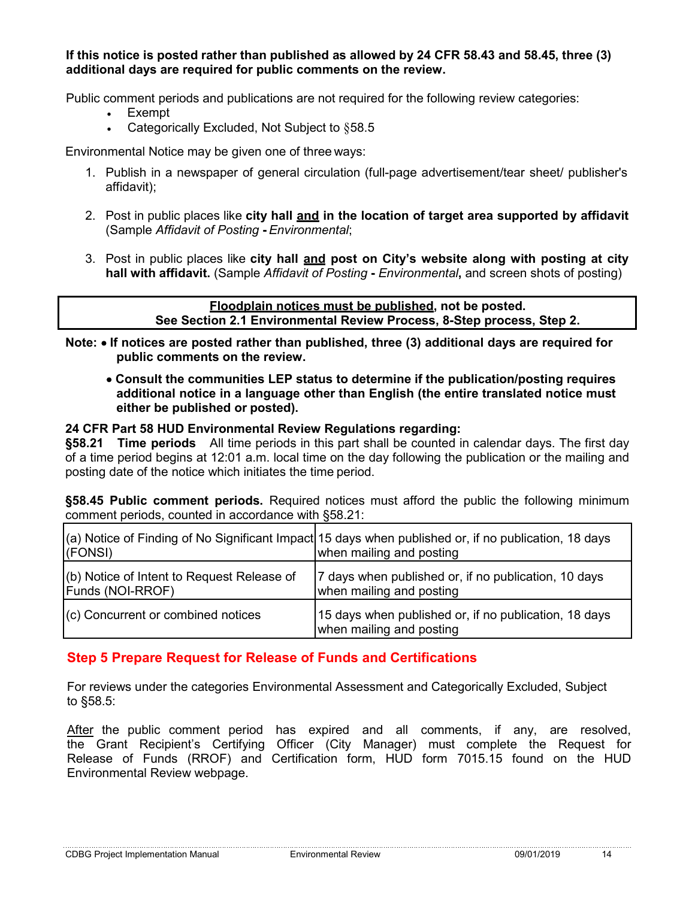**If this notice is posted rather than published as allowed by 24 CFR 58.43 and 58.45, three (3) additional days are required for public comments on the review.**

Public comment periods and publications are not required for the following review categories:

- Exempt
- Categorically Excluded, Not Subject to §58.5

Environmental Notice may be given one of three ways:

1. Publish in a newspaper of general circulation (full-page advertisement/tear sheet/ publisher's affidavit);

2. Post in public places like **city hall <u>and</u> in the location of target area supported by affidavit** (Sample *Affidavit of Posting* **-** *Environmental*;

3. Post in public places like **city hall <u>and</u> post on City's website along with posting at city hall with affidavit.** (Sample *Affidavit of Posting* **-** *Environmental***,** and screen shots of posting)

> **<u>Floodplain notices must be published</u>, not be posted.**
> **See Section 2.1 Environmental Review Process, 8-Step process, Step 2.**

**Note:**
- **If notices are posted rather than published, three (3) additional days are required for public comments on the review.**
- **Consult the communities LEP status to determine if the publication/posting requires additional notice in a language other than English (the entire translated notice must either be published or posted).**

**24 CFR Part 58 HUD Environmental Review Regulations regarding:**
**§58.21 Time periods** All time periods in this part shall be counted in calendar days. The first day of a time period begins at 12:01 a.m. local time on the day following the publication or the mailing and posting date of the notice which initiates the time period.

**§58.45 Public comment periods.** Required notices must afford the public the following minimum comment periods, counted in accordance with §58.21:

| | |
|---|---|
| (a) Notice of Finding of No Significant Impact (FONSI) | 15 days when published or, if no publication, 18 days when mailing and posting |
| (b) Notice of Intent to Request Release of Funds (NOI-RROF) | 7 days when published or, if no publication, 10 days when mailing and posting |
| (c) Concurrent or combined notices | 15 days when published or, if no publication, 18 days when mailing and posting |

## Step 5 Prepare Request for Release of Funds and Certifications

For reviews under the categories Environmental Assessment and Categorically Excluded, Subject to §58.5:

<u>After</u> the public comment period has expired and all comments, if any, are resolved, the Grant Recipient's Certifying Officer (City Manager) must complete the Request for Release of Funds (RROF) and Certification form, HUD form 7015.15 found on the HUD Environmental Review webpage.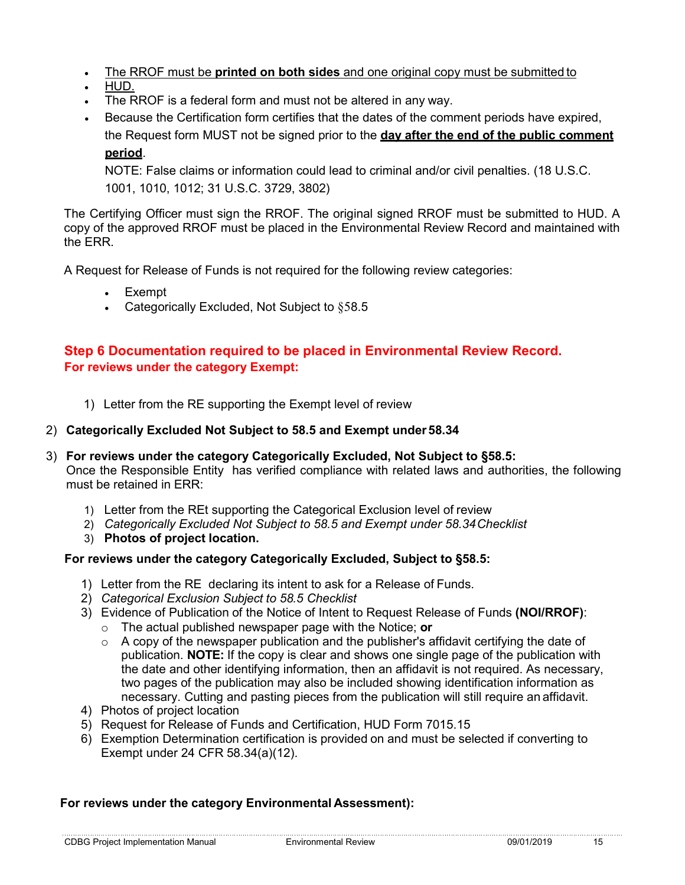- The RROF must be **printed on both sides** and one original copy must be submitted to
- HUD.
- The RROF is a federal form and must not be altered in any way.
- Because the Certification form certifies that the dates of the comment periods have expired, the Request form MUST not be signed prior to the **day after the end of the public comment period**.

  NOTE: False claims or information could lead to criminal and/or civil penalties. (18 U.S.C. 1001, 1010, 1012; 31 U.S.C. 3729, 3802)

The Certifying Officer must sign the RROF. The original signed RROF must be submitted to HUD. A copy of the approved RROF must be placed in the Environmental Review Record and maintained with the ERR.

A Request for Release of Funds is not required for the following review categories:

- Exempt
- Categorically Excluded, Not Subject to §58.5

## Step 6 Documentation required to be placed in Environmental Review Record.

**For reviews under the category Exempt:**

1) Letter from the RE supporting the Exempt level of review

2) **Categorically Excluded Not Subject to 58.5 and Exempt under 58.34**

3) **For reviews under the category Categorically Excluded, Not Subject to §58.5:**
   Once the Responsible Entity has verified compliance with related laws and authorities, the following must be retained in ERR:

   1) Letter from the REt supporting the Categorical Exclusion level of review
   2) *Categorically Excluded Not Subject to 58.5 and Exempt under 58.34 Checklist*
   3) **Photos of project location.**

**For reviews under the category Categorically Excluded, Subject to §58.5:**

1) Letter from the RE declaring its intent to ask for a Release of Funds.
2) *Categorical Exclusion Subject to 58.5 Checklist*
3) Evidence of Publication of the Notice of Intent to Request Release of Funds **(NOI/RROF)**:
   - The actual published newspaper page with the Notice; **or**
   - A copy of the newspaper publication and the publisher's affidavit certifying the date of publication. **NOTE:** If the copy is clear and shows one single page of the publication with the date and other identifying information, then an affidavit is not required. As necessary, two pages of the publication may also be included showing identification information as necessary. Cutting and pasting pieces from the publication will still require an affidavit.
4) Photos of project location
5) Request for Release of Funds and Certification, HUD Form 7015.15
6) Exemption Determination certification is provided on and must be selected if converting to Exempt under 24 CFR 58.34(a)(12).

**For reviews under the category Environmental Assessment):**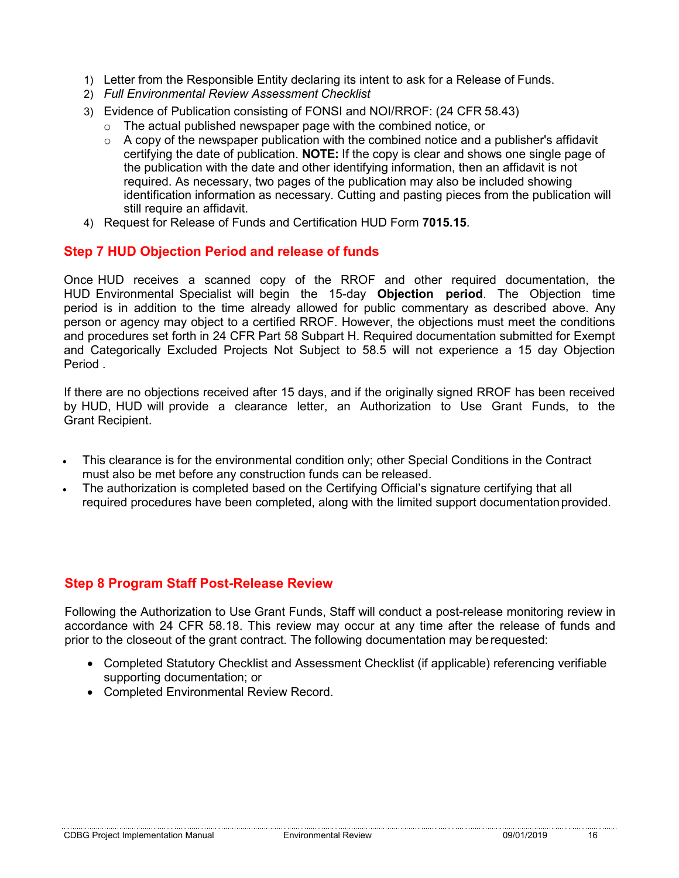1) Letter from the Responsible Entity declaring its intent to ask for a Release of Funds.
2) *Full Environmental Review Assessment Checklist*
3) Evidence of Publication consisting of FONSI and NOI/RROF: (24 CFR 58.43)
   - The actual published newspaper page with the combined notice, or
   - A copy of the newspaper publication with the combined notice and a publisher's affidavit certifying the date of publication. **NOTE:** If the copy is clear and shows one single page of the publication with the date and other identifying information, then an affidavit is not required. As necessary, two pages of the publication may also be included showing identification information as necessary. Cutting and pasting pieces from the publication will still require an affidavit.
4) Request for Release of Funds and Certification HUD Form **7015.15**.

## Step 7 HUD Objection Period and release of funds

Once HUD receives a scanned copy of the RROF and other required documentation, the HUD Environmental Specialist will begin the 15-day **Objection period**. The Objection time period is in addition to the time already allowed for public commentary as described above. Any person or agency may object to a certified RROF. However, the objections must meet the conditions and procedures set forth in 24 CFR Part 58 Subpart H. Required documentation submitted for Exempt and Categorically Excluded Projects Not Subject to 58.5 will not experience a 15 day Objection Period .

If there are no objections received after 15 days, and if the originally signed RROF has been received by HUD, HUD will provide a clearance letter, an Authorization to Use Grant Funds, to the Grant Recipient.

- This clearance is for the environmental condition only; other Special Conditions in the Contract must also be met before any construction funds can be released.
- The authorization is completed based on the Certifying Official's signature certifying that all required procedures have been completed, along with the limited support documentation provided.

## Step 8 Program Staff Post-Release Review

Following the Authorization to Use Grant Funds, Staff will conduct a post-release monitoring review in accordance with 24 CFR 58.18. This review may occur at any time after the release of funds and prior to the closeout of the grant contract. The following documentation may be requested:

- Completed Statutory Checklist and Assessment Checklist (if applicable) referencing verifiable supporting documentation; or
- Completed Environmental Review Record.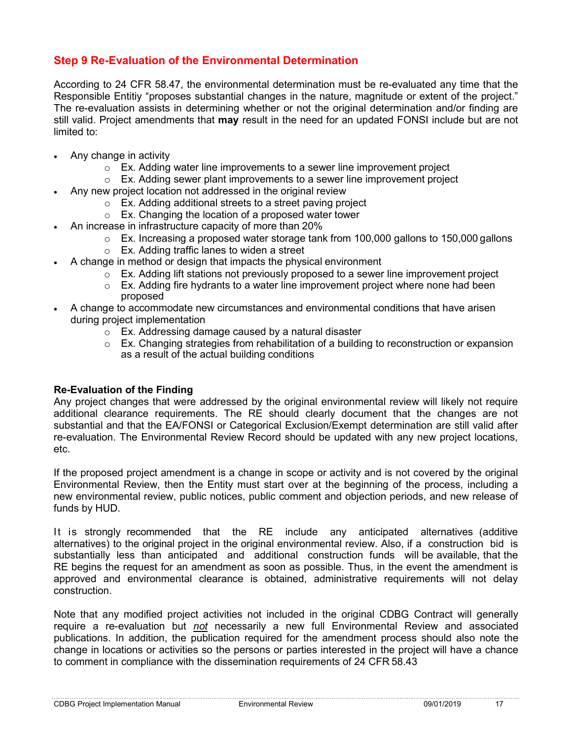## Step 9 Re-Evaluation of the Environmental Determination

According to 24 CFR 58.47, the environmental determination must be re-evaluated any time that the Responsible Entitiy "proposes substantial changes in the nature, magnitude or extent of the project." The re-evaluation assists in determining whether or not the original determination and/or finding are still valid. Project amendments that **may** result in the need for an updated FONSI include but are not limited to:

- Any change in activity
  - Ex. Adding water line improvements to a sewer line improvement project
  - Ex. Adding sewer plant improvements to a sewer line improvement project
- Any new project location not addressed in the original review
  - Ex. Adding additional streets to a street paving project
  - Ex. Changing the location of a proposed water tower
- An increase in infrastructure capacity of more than 20%
  - Ex. Increasing a proposed water storage tank from 100,000 gallons to 150,000 gallons
  - Ex. Adding traffic lanes to widen a street
- A change in method or design that impacts the physical environment
  - Ex. Adding lift stations not previously proposed to a sewer line improvement project
  - Ex. Adding fire hydrants to a water line improvement project where none had been proposed
- A change to accommodate new circumstances and environmental conditions that have arisen during project implementation
  - Ex. Addressing damage caused by a natural disaster
  - Ex. Changing strategies from rehabilitation of a building to reconstruction or expansion as a result of the actual building conditions

**Re-Evaluation of the Finding**

Any project changes that were addressed by the original environmental review will likely not require additional clearance requirements. The RE should clearly document that the changes are not substantial and that the EA/FONSI or Categorical Exclusion/Exempt determination are still valid after re-evaluation. The Environmental Review Record should be updated with any new project locations, etc.

If the proposed project amendment is a change in scope or activity and is not covered by the original Environmental Review, then the Entity must start over at the beginning of the process, including a new environmental review, public notices, public comment and objection periods, and new release of funds by HUD.

It is strongly recommended that the RE include any anticipated alternatives (additive alternatives) to the original project in the original environmental review. Also, if a construction bid is substantially less than anticipated and additional construction funds will be available, that the RE begins the request for an amendment as soon as possible. Thus, in the event the amendment is approved and environmental clearance is obtained, administrative requirements will not delay construction.

Note that any modified project activities not included in the original CDBG Contract will generally require a re-evaluation but ***not*** necessarily a new full Environmental Review and associated publications. In addition, the publication required for the amendment process should also note the change in locations or activities so the persons or parties interested in the project will have a chance to comment in compliance with the dissemination requirements of 24 CFR 58.43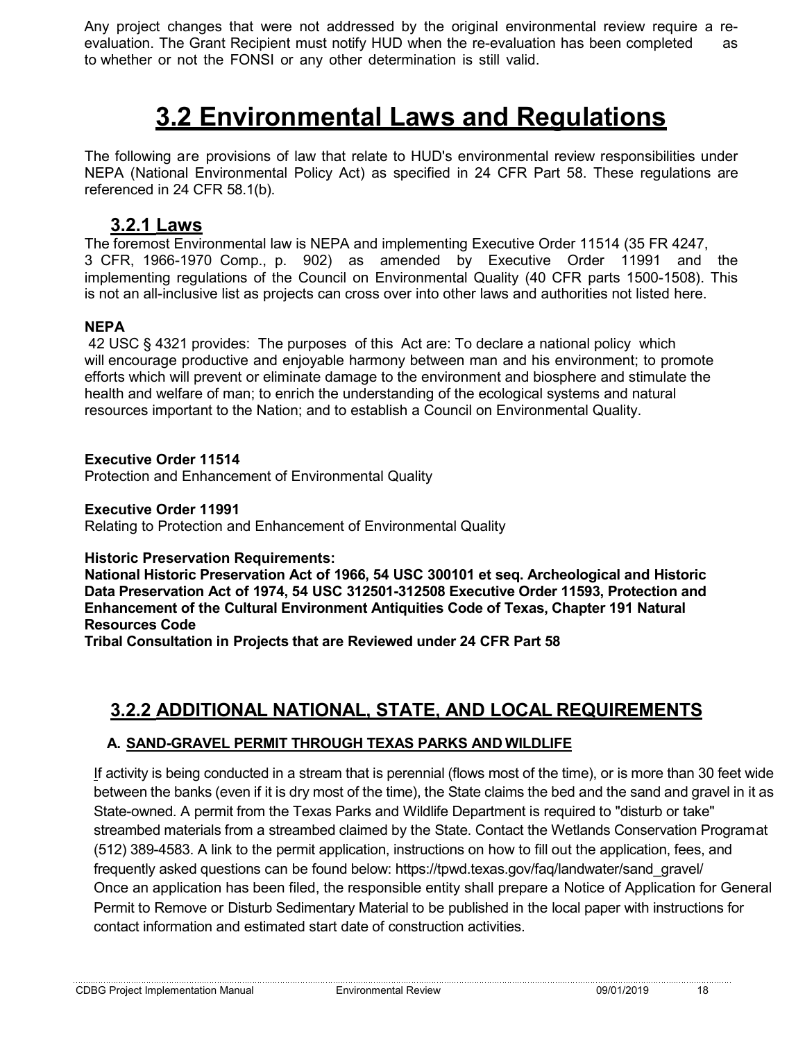Any project changes that were not addressed by the original environmental review require a re-evaluation. The Grant Recipient must notify HUD when the re-evaluation has been completed as to whether or not the FONSI or any other determination is still valid.

# 3.2 Environmental Laws and Regulations

The following are provisions of law that relate to HUD's environmental review responsibilities under NEPA (National Environmental Policy Act) as specified in 24 CFR Part 58. These regulations are referenced in 24 CFR 58.1(b).

## 3.2.1 Laws

The foremost Environmental law is NEPA and implementing Executive Order 11514 (35 FR 4247, 3 CFR, 1966-1970 Comp., p. 902) as amended by Executive Order 11991 and the implementing regulations of the Council on Environmental Quality (40 CFR parts 1500-1508). This is not an all-inclusive list as projects can cross over into other laws and authorities not listed here.

**NEPA**

42 USC § 4321 provides: The purposes of this Act are: To declare a national policy which will encourage productive and enjoyable harmony between man and his environment; to promote efforts which will prevent or eliminate damage to the environment and biosphere and stimulate the health and welfare of man; to enrich the understanding of the ecological systems and natural resources important to the Nation; and to establish a Council on Environmental Quality.

**Executive Order 11514**

Protection and Enhancement of Environmental Quality

**Executive Order 11991**

Relating to Protection and Enhancement of Environmental Quality

**Historic Preservation Requirements:**

**National Historic Preservation Act of 1966, 54 USC 300101 et seq. Archeological and Historic Data Preservation Act of 1974, 54 USC 312501-312508 Executive Order 11593, Protection and Enhancement of the Cultural Environment Antiquities Code of Texas, Chapter 191 Natural Resources Code**

**Tribal Consultation in Projects that are Reviewed under 24 CFR Part 58**

## 3.2.2 ADDITIONAL NATIONAL, STATE, AND LOCAL REQUIREMENTS

### A. SAND-GRAVEL PERMIT THROUGH TEXAS PARKS AND WILDLIFE

If activity is being conducted in a stream that is perennial (flows most of the time), or is more than 30 feet wide between the banks (even if it is dry most of the time), the State claims the bed and the sand and gravel in it as State-owned. A permit from the Texas Parks and Wildlife Department is required to "disturb or take" streambed materials from a streambed claimed by the State. Contact the Wetlands Conservation Program at (512) 389-4583. A link to the permit application, instructions on how to fill out the application, fees, and frequently asked questions can be found below: https://tpwd.texas.gov/faq/landwater/sand_gravel/
Once an application has been filed, the responsible entity shall prepare a Notice of Application for General Permit to Remove or Disturb Sedimentary Material to be published in the local paper with instructions for contact information and estimated start date of construction activities.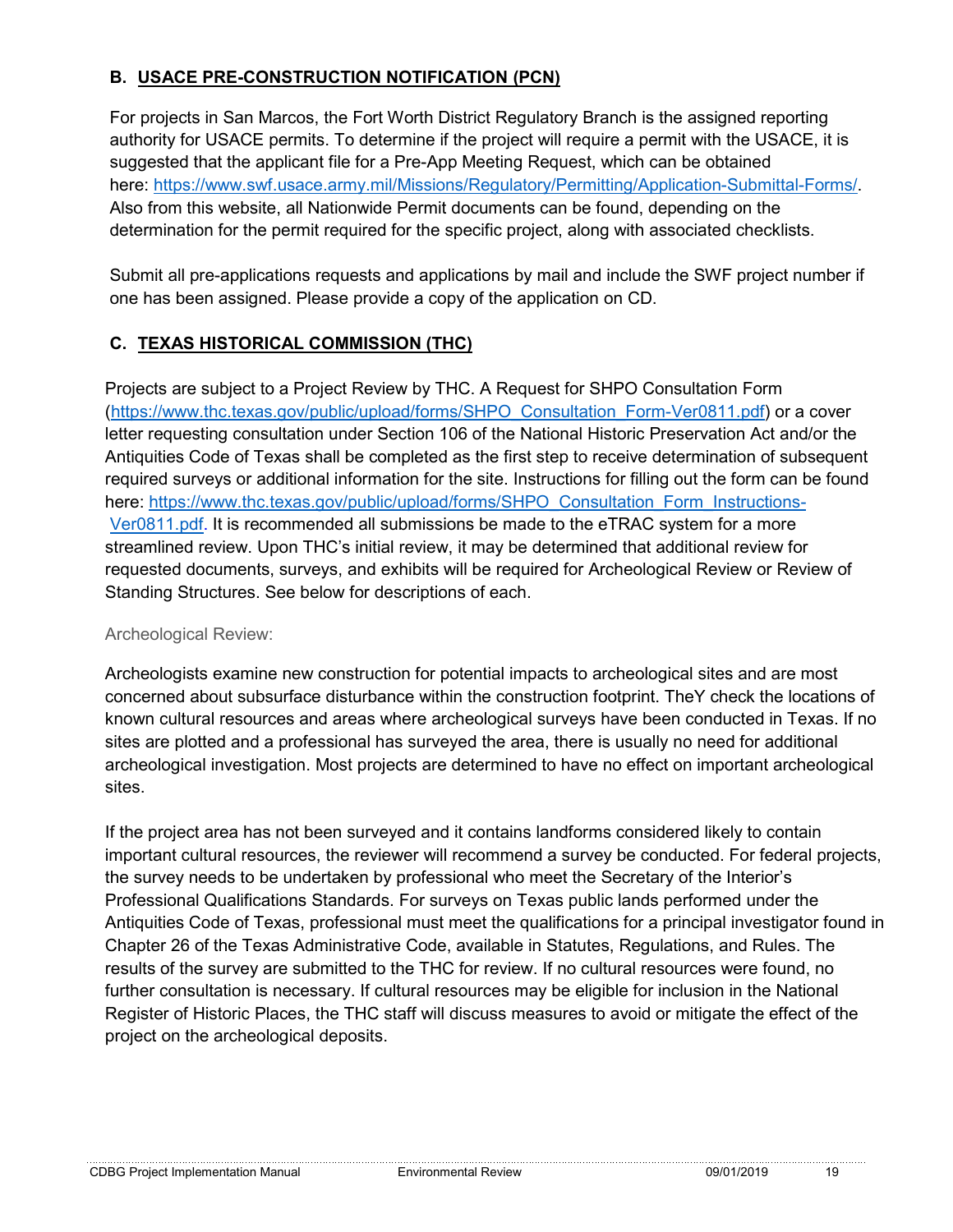### B. USACE PRE-CONSTRUCTION NOTIFICATION (PCN)

For projects in San Marcos, the Fort Worth District Regulatory Branch is the assigned reporting authority for USACE permits. To determine if the project will require a permit with the USACE, it is suggested that the applicant file for a Pre-App Meeting Request, which can be obtained here: https://www.swf.usace.army.mil/Missions/Regulatory/Permitting/Application-Submittal-Forms/. Also from this website, all Nationwide Permit documents can be found, depending on the determination for the permit required for the specific project, along with associated checklists.

Submit all pre-applications requests and applications by mail and include the SWF project number if one has been assigned. Please provide a copy of the application on CD.

### C. TEXAS HISTORICAL COMMISSION (THC)

Projects are subject to a Project Review by THC. A Request for SHPO Consultation Form (https://www.thc.texas.gov/public/upload/forms/SHPO_Consultation_Form-Ver0811.pdf) or a cover letter requesting consultation under Section 106 of the National Historic Preservation Act and/or the Antiquities Code of Texas shall be completed as the first step to receive determination of subsequent required surveys or additional information for the site. Instructions for filling out the form can be found here: https://www.thc.texas.gov/public/upload/forms/SHPO_Consultation_Form_Instructions-Ver0811.pdf. It is recommended all submissions be made to the eTRAC system for a more streamlined review. Upon THC's initial review, it may be determined that additional review for requested documents, surveys, and exhibits will be required for Archeological Review or Review of Standing Structures. See below for descriptions of each.

Archeological Review:

Archeologists examine new construction for potential impacts to archeological sites and are most concerned about subsurface disturbance within the construction footprint. TheY check the locations of known cultural resources and areas where archeological surveys have been conducted in Texas. If no sites are plotted and a professional has surveyed the area, there is usually no need for additional archeological investigation. Most projects are determined to have no effect on important archeological sites.

If the project area has not been surveyed and it contains landforms considered likely to contain important cultural resources, the reviewer will recommend a survey be conducted. For federal projects, the survey needs to be undertaken by professional who meet the Secretary of the Interior's Professional Qualifications Standards. For surveys on Texas public lands performed under the Antiquities Code of Texas, professional must meet the qualifications for a principal investigator found in Chapter 26 of the Texas Administrative Code, available in Statutes, Regulations, and Rules. The results of the survey are submitted to the THC for review. If no cultural resources were found, no further consultation is necessary. If cultural resources may be eligible for inclusion in the National Register of Historic Places, the THC staff will discuss measures to avoid or mitigate the effect of the project on the archeological deposits.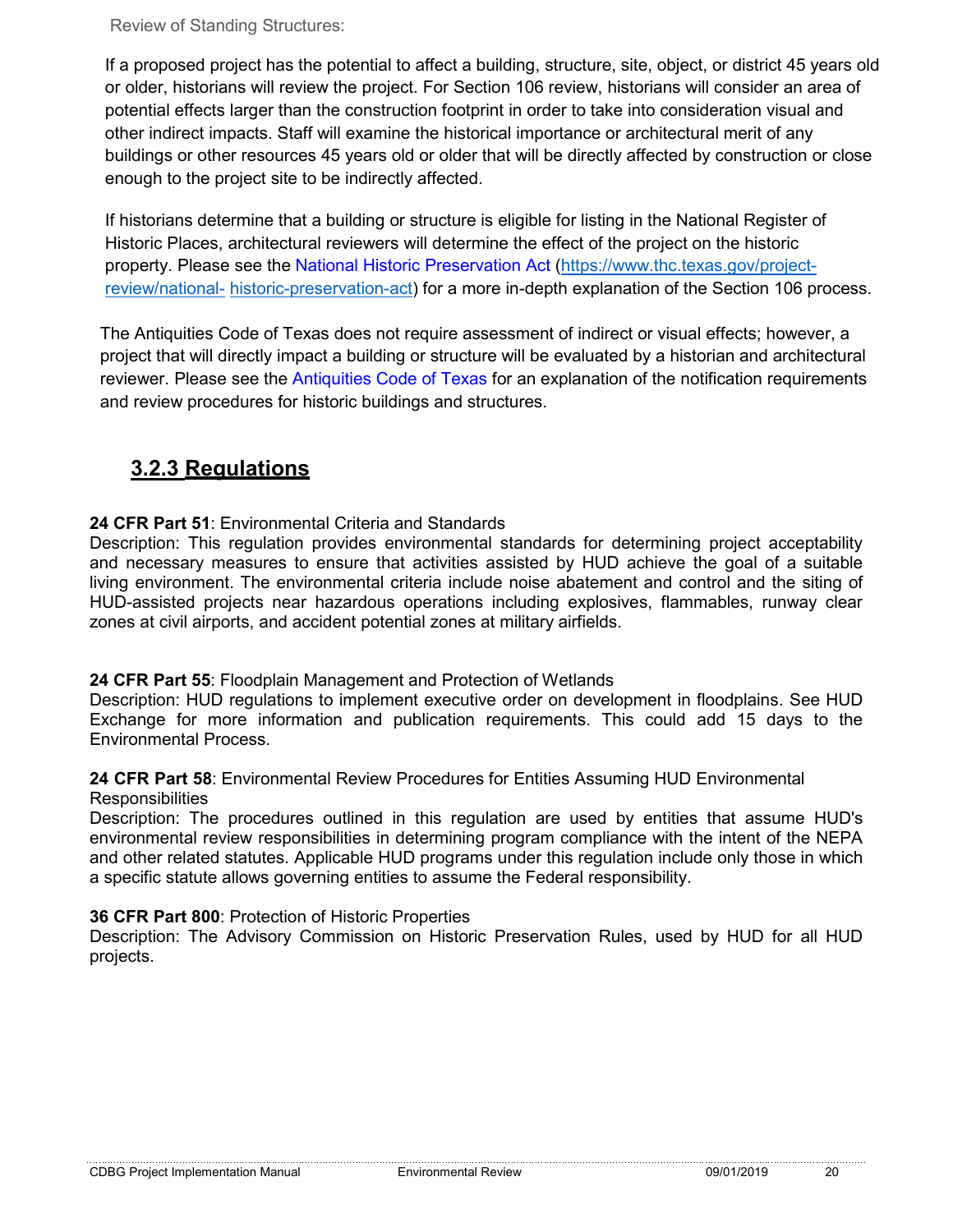Review of Standing Structures:

If a proposed project has the potential to affect a building, structure, site, object, or district 45 years old or older, historians will review the project. For Section 106 review, historians will consider an area of potential effects larger than the construction footprint in order to take into consideration visual and other indirect impacts. Staff will examine the historical importance or architectural merit of any buildings or other resources 45 years old or older that will be directly affected by construction or close enough to the project site to be indirectly affected.

If historians determine that a building or structure is eligible for listing in the National Register of Historic Places, architectural reviewers will determine the effect of the project on the historic property. Please see the National Historic Preservation Act (https://www.thc.texas.gov/project-review/national-historic-preservation-act) for a more in-depth explanation of the Section 106 process.

The Antiquities Code of Texas does not require assessment of indirect or visual effects; however, a project that will directly impact a building or structure will be evaluated by a historian and architectural reviewer. Please see the Antiquities Code of Texas for an explanation of the notification requirements and review procedures for historic buildings and structures.

## 3.2.3 Regulations

**24 CFR Part 51**: Environmental Criteria and Standards
Description: This regulation provides environmental standards for determining project acceptability and necessary measures to ensure that activities assisted by HUD achieve the goal of a suitable living environment. The environmental criteria include noise abatement and control and the siting of HUD-assisted projects near hazardous operations including explosives, flammables, runway clear zones at civil airports, and accident potential zones at military airfields.

**24 CFR Part 55**: Floodplain Management and Protection of Wetlands
Description: HUD regulations to implement executive order on development in floodplains. See HUD Exchange for more information and publication requirements. This could add 15 days to the Environmental Process.

**24 CFR Part 58**: Environmental Review Procedures for Entities Assuming HUD Environmental Responsibilities
Description: The procedures outlined in this regulation are used by entities that assume HUD's environmental review responsibilities in determining program compliance with the intent of the NEPA and other related statutes. Applicable HUD programs under this regulation include only those in which a specific statute allows governing entities to assume the Federal responsibility.

**36 CFR Part 800**: Protection of Historic Properties
Description: The Advisory Commission on Historic Preservation Rules, used by HUD for all HUD projects.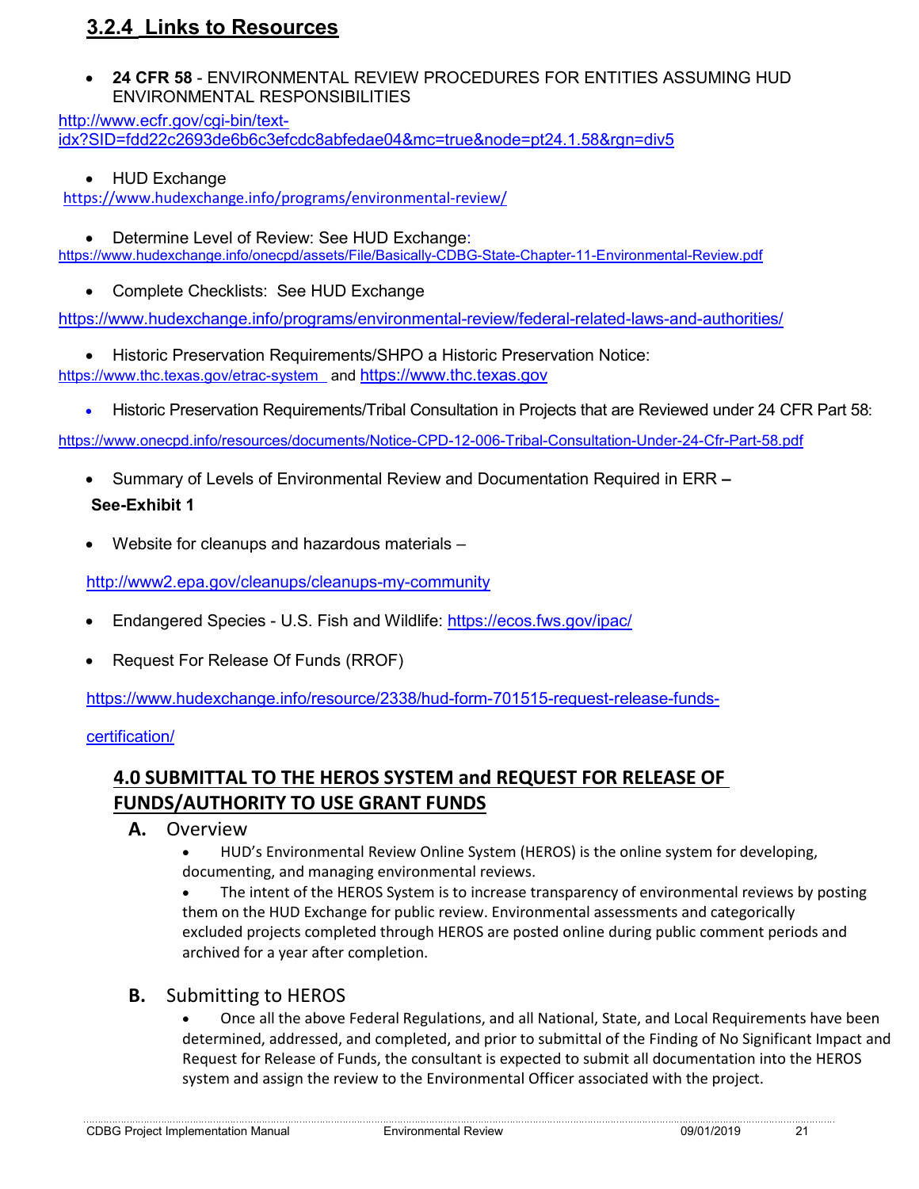## 3.2.4 Links to Resources

- **24 CFR 58** - ENVIRONMENTAL REVIEW PROCEDURES FOR ENTITIES ASSUMING HUD ENVIRONMENTAL RESPONSIBILITIES

http://www.ecfr.gov/cgi-bin/text-idx?SID=fdd22c2693de6b6c3efcdc8abfedae04&mc=true&node=pt24.1.58&rgn=div5

- HUD Exchange

https://www.hudexchange.info/programs/environmental-review/

- Determine Level of Review: See HUD Exchange:

https://www.hudexchange.info/onecpd/assets/File/Basically-CDBG-State-Chapter-11-Environmental-Review.pdf

- Complete Checklists: See HUD Exchange

https://www.hudexchange.info/programs/environmental-review/federal-related-laws-and-authorities/

- Historic Preservation Requirements/SHPO a Historic Preservation Notice:

https://www.thc.texas.gov/etrac-system and https://www.thc.texas.gov

- Historic Preservation Requirements/Tribal Consultation in Projects that are Reviewed under 24 CFR Part 58:

https://www.onecpd.info/resources/documents/Notice-CPD-12-006-Tribal-Consultation-Under-24-Cfr-Part-58.pdf

- Summary of Levels of Environmental Review and Documentation Required in ERR **–**

  **See-Exhibit 1**

- Website for cleanups and hazardous materials –

  http://www2.epa.gov/cleanups/cleanups-my-community

- Endangered Species - U.S. Fish and Wildlife: https://ecos.fws.gov/ipac/

- Request For Release Of Funds (RROF)

  https://www.hudexchange.info/resource/2338/hud-form-701515-request-release-funds-certification/

## 4.0 SUBMITTAL TO THE HEROS SYSTEM and REQUEST FOR RELEASE OF FUNDS/AUTHORITY TO USE GRANT FUNDS

### A. Overview

- HUD's Environmental Review Online System (HEROS) is the online system for developing, documenting, and managing environmental reviews.
- The intent of the HEROS System is to increase transparency of environmental reviews by posting them on the HUD Exchange for public review. Environmental assessments and categorically excluded projects completed through HEROS are posted online during public comment periods and archived for a year after completion.

### B. Submitting to HEROS

- Once all the above Federal Regulations, and all National, State, and Local Requirements have been determined, addressed, and completed, and prior to submittal of the Finding of No Significant Impact and Request for Release of Funds, the consultant is expected to submit all documentation into the HEROS system and assign the review to the Environmental Officer associated with the project.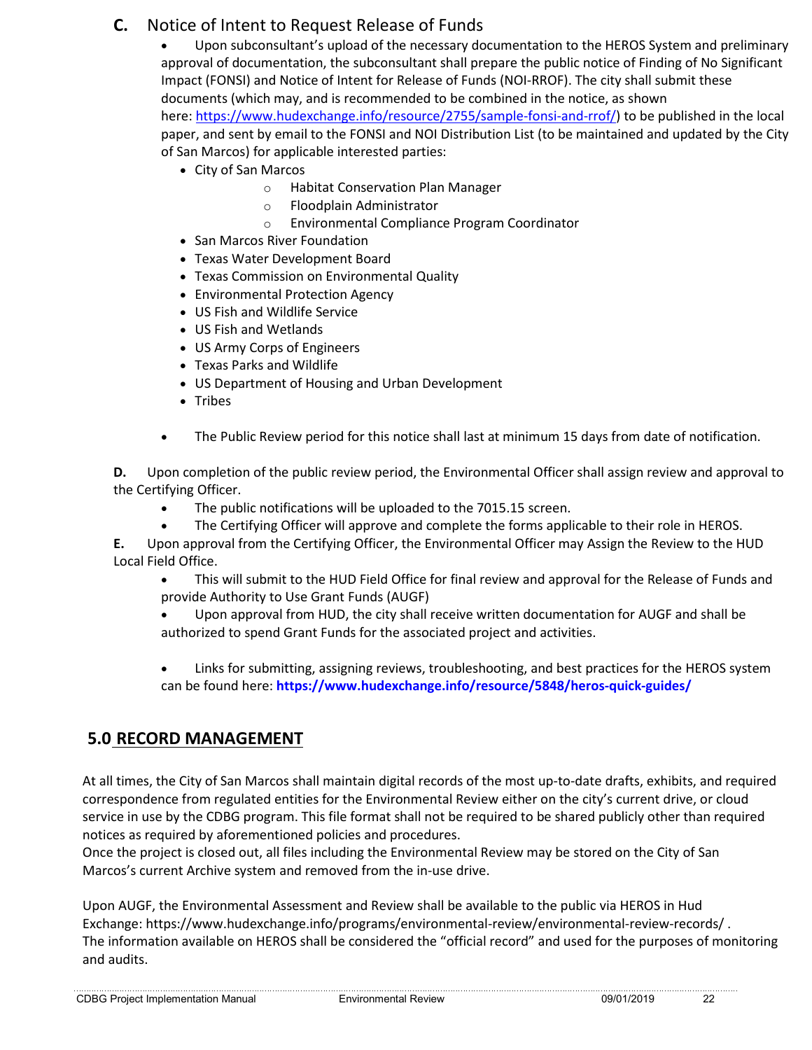### C. Notice of Intent to Request Release of Funds

- Upon subconsultant's upload of the necessary documentation to the HEROS System and preliminary approval of documentation, the subconsultant shall prepare the public notice of Finding of No Significant Impact (FONSI) and Notice of Intent for Release of Funds (NOI-RROF). The city shall submit these documents (which may, and is recommended to be combined in the notice, as shown here: https://www.hudexchange.info/resource/2755/sample-fonsi-and-rrof/) to be published in the local paper, and sent by email to the FONSI and NOI Distribution List (to be maintained and updated by the City of San Marcos) for applicable interested parties:
  - City of San Marcos
    - Habitat Conservation Plan Manager
    - Floodplain Administrator
    - Environmental Compliance Program Coordinator
  - San Marcos River Foundation
  - Texas Water Development Board
  - Texas Commission on Environmental Quality
  - Environmental Protection Agency
  - US Fish and Wildlife Service
  - US Fish and Wetlands
  - US Army Corps of Engineers
  - Texas Parks and Wildlife
  - US Department of Housing and Urban Development
  - Tribes
- The Public Review period for this notice shall last at minimum 15 days from date of notification.

**D.** Upon completion of the public review period, the Environmental Officer shall assign review and approval to the Certifying Officer.

- The public notifications will be uploaded to the 7015.15 screen.
- The Certifying Officer will approve and complete the forms applicable to their role in HEROS.

**E.** Upon approval from the Certifying Officer, the Environmental Officer may Assign the Review to the HUD Local Field Office.

- This will submit to the HUD Field Office for final review and approval for the Release of Funds and provide Authority to Use Grant Funds (AUGF)
- Upon approval from HUD, the city shall receive written documentation for AUGF and shall be authorized to spend Grant Funds for the associated project and activities.
- Links for submitting, assigning reviews, troubleshooting, and best practices for the HEROS system can be found here: **https://www.hudexchange.info/resource/5848/heros-quick-guides/**

## 5.0 RECORD MANAGEMENT

At all times, the City of San Marcos shall maintain digital records of the most up-to-date drafts, exhibits, and required correspondence from regulated entities for the Environmental Review either on the city's current drive, or cloud service in use by the CDBG program. This file format shall not be required to be shared publicly other than required notices as required by aforementioned policies and procedures.
Once the project is closed out, all files including the Environmental Review may be stored on the City of San Marcos's current Archive system and removed from the in-use drive.

Upon AUGF, the Environmental Assessment and Review shall be available to the public via HEROS in Hud Exchange: https://www.hudexchange.info/programs/environmental-review/environmental-review-records/ .
The information available on HEROS shall be considered the "official record" and used for the purposes of monitoring and audits.